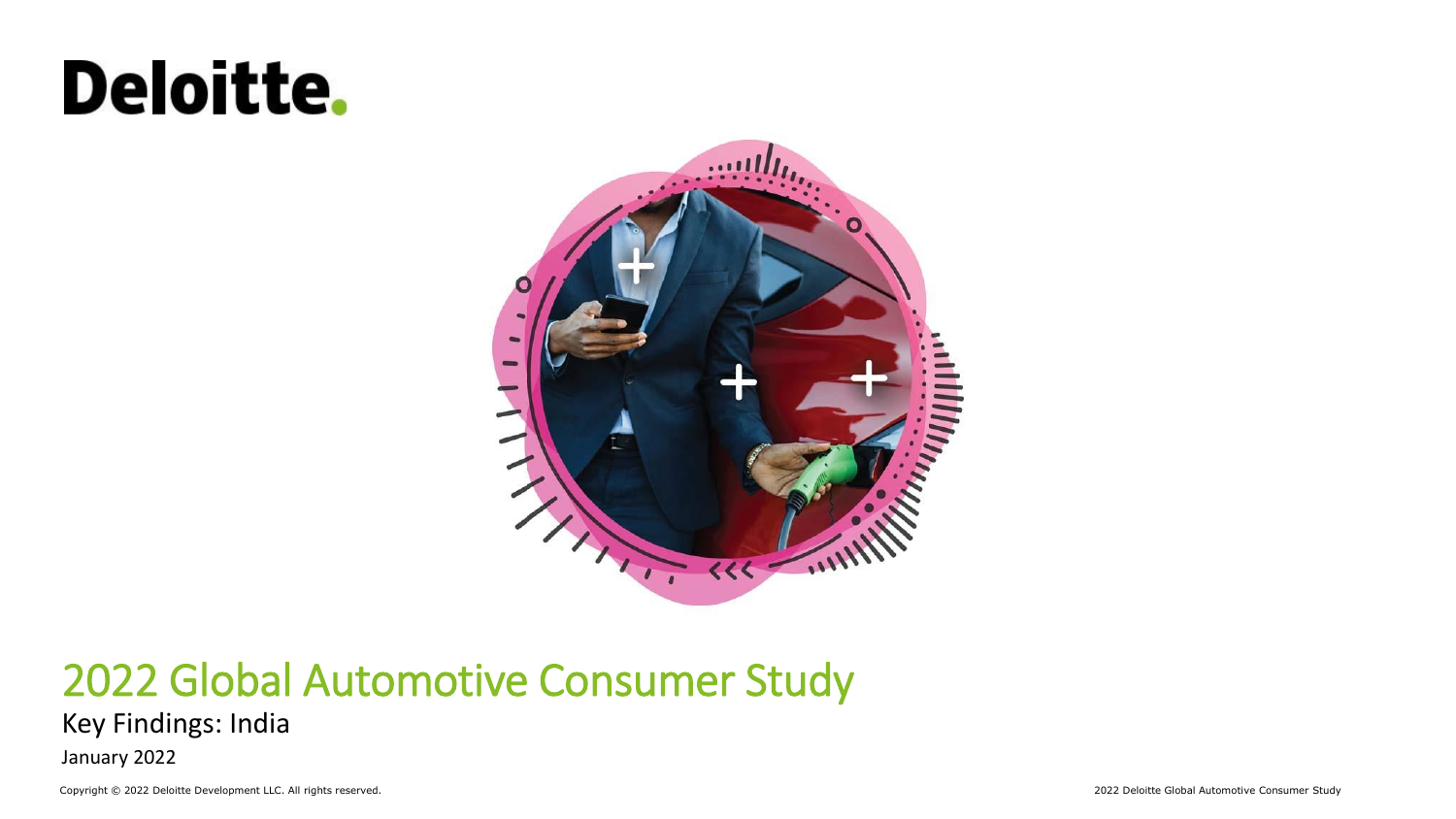Deloitte.

# 2022 Global Automotive Consumer Study

## Key Findings: India

January 2022

Copyright © 2022 Deloitte Development LLC. All rights reserved.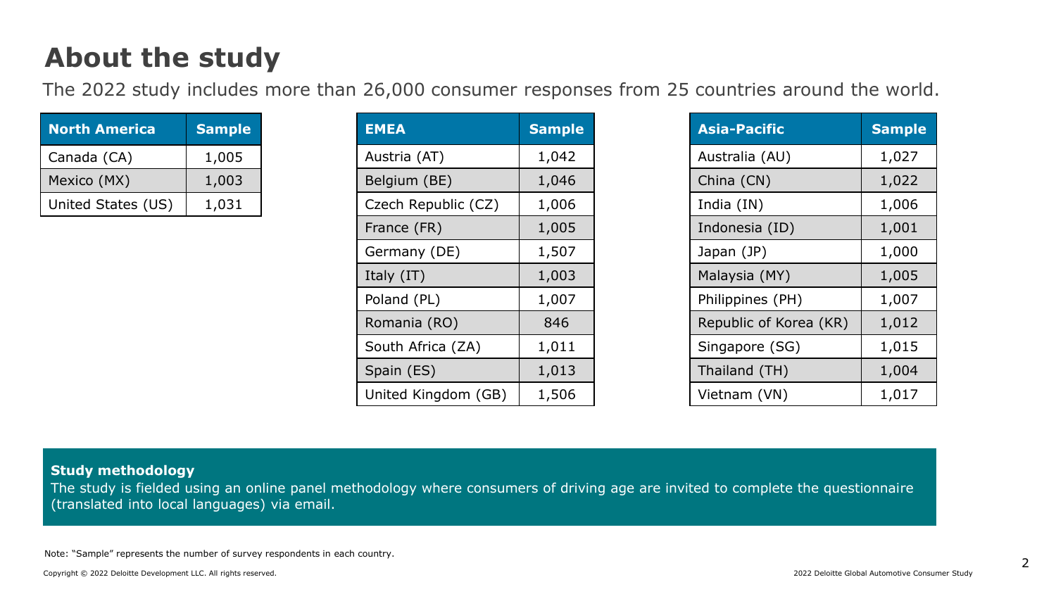# About the study

The 2022 study includes more than 26,000 consumer responses from 25 countries around the world.

| North America | Sample |
|---|---|
| Canada (CA) | 1,005 |
| Mexico (MX) | 1,003 |
| United States (US) | 1,031 |

| EMEA | Sample |
|---|---|
| Austria (AT) | 1,042 |
| Belgium (BE) | 1,046 |
| Czech Republic (CZ) | 1,006 |
| France (FR) | 1,005 |
| Germany (DE) | 1,507 |
| Italy (IT) | 1,003 |
| Poland (PL) | 1,007 |
| Romania (RO) | 846 |
| South Africa (ZA) | 1,011 |
| Spain (ES) | 1,013 |
| United Kingdom (GB) | 1,506 |

| Asia-Pacific | Sample |
|---|---|
| Australia (AU) | 1,027 |
| China (CN) | 1,022 |
| India (IN) | 1,006 |
| Indonesia (ID) | 1,001 |
| Japan (JP) | 1,000 |
| Malaysia (MY) | 1,005 |
| Philippines (PH) | 1,007 |
| Republic of Korea (KR) | 1,012 |
| Singapore (SG) | 1,015 |
| Thailand (TH) | 1,004 |
| Vietnam (VN) | 1,017 |

**Study methodology**

The study is fielded using an online panel methodology where consumers of driving age are invited to complete the questionnaire (translated into local languages) via email.

Note: "Sample" represents the number of survey respondents in each country.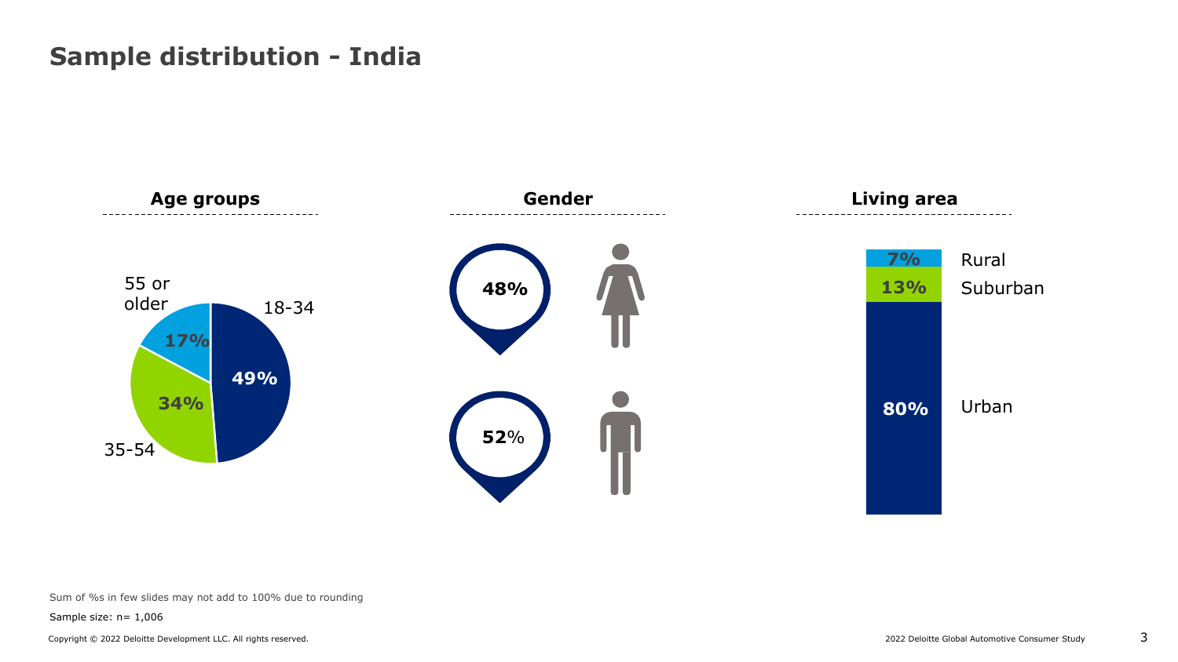# Sample distribution - India

**Age groups**

- 18-34: **49%**
- 35-54: **34%**
- 55 or older: **17%**

**Gender**

- Female: **48%**
- Male: **52%**

**Living area**

- Rural: **7%**
- Suburban: **13%**
- Urban: **80%**

Sum of %s in few slides may not add to 100% due to rounding

Sample size: n= 1,006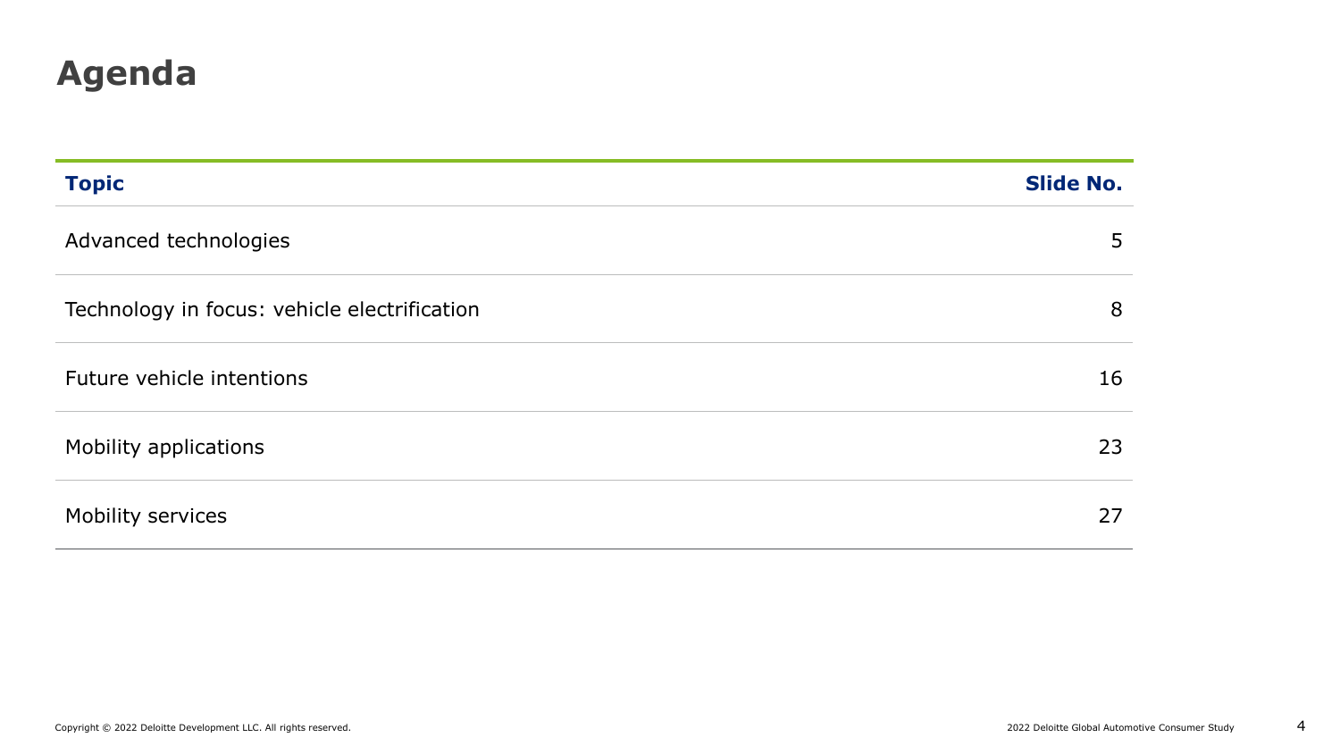# Agenda

| Topic | Slide No. |
| --- | --- |
| Advanced technologies | 5 |
| Technology in focus: vehicle electrification | 8 |
| Future vehicle intentions | 16 |
| Mobility applications | 23 |
| Mobility services | 27 |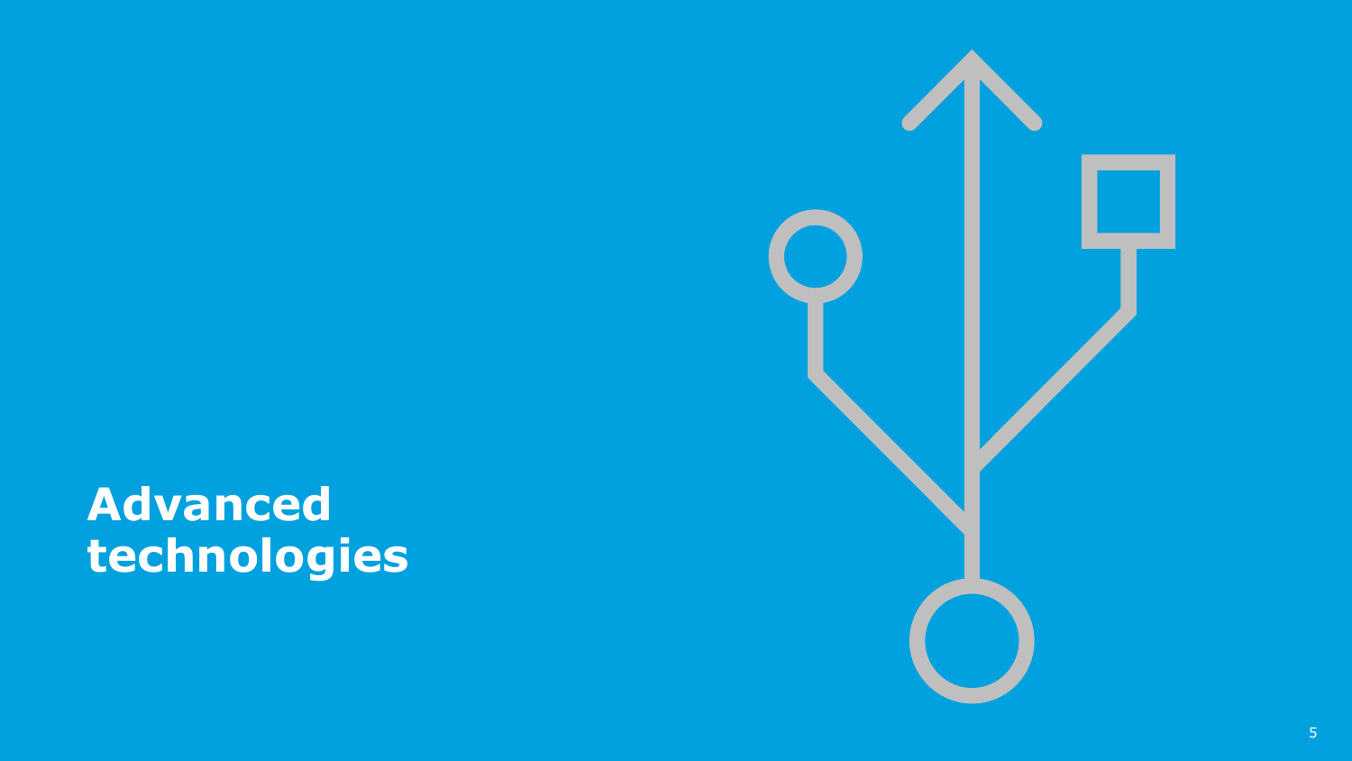# Advanced technologies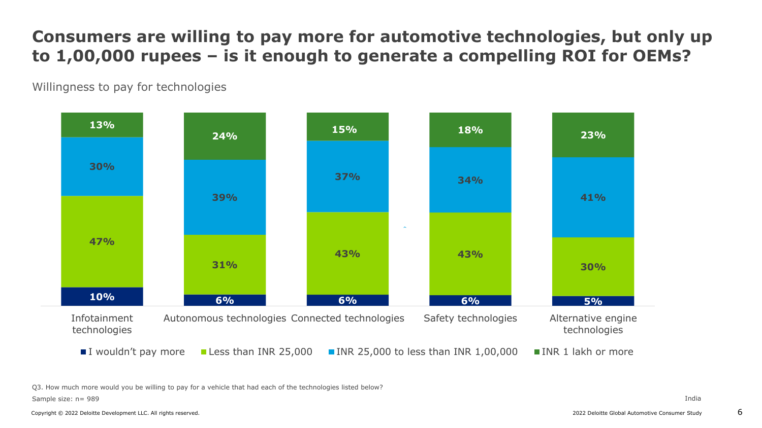# Consumers are willing to pay more for automotive technologies, but only up to 1,00,000 rupees – is it enough to generate a compelling ROI for OEMs?

Willingness to pay for technologies

| | I wouldn't pay more | Less than INR 25,000 | INR 25,000 to less than INR 1,00,000 | INR 1 lakh or more |
|---|---|---|---|---|
| Infotainment technologies | 10% | 47% | 30% | 13% |
| Autonomous technologies | 6% | 31% | 39% | 24% |
| Connected technologies | 6% | 43% | 37% | 15% |
| Safety technologies | 6% | 43% | 34% | 18% |
| Alternative engine technologies | 5% | 30% | 41% | 23% |

Q3. How much more would you be willing to pay for a vehicle that had each of the technologies listed below?

Sample size: n= 989

India

Copyright © 2022 Deloitte Development LLC. All rights reserved.

2022 Deloitte Global Automotive Consumer Study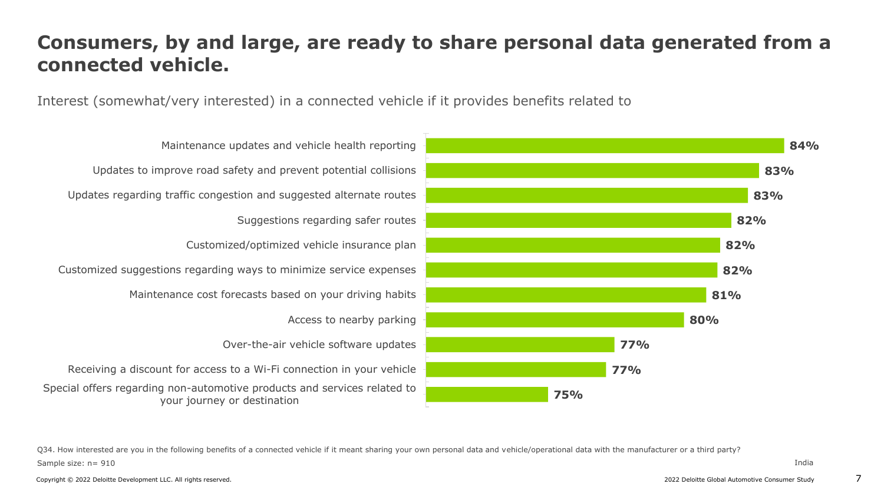# Consumers, by and large, are ready to share personal data generated from a connected vehicle.

Interest (somewhat/very interested) in a connected vehicle if it provides benefits related to

| Benefit | Interest |
| --- | --- |
| Maintenance updates and vehicle health reporting | 84% |
| Updates to improve road safety and prevent potential collisions | 83% |
| Updates regarding traffic congestion and suggested alternate routes | 83% |
| Suggestions regarding safer routes | 82% |
| Customized/optimized vehicle insurance plan | 82% |
| Customized suggestions regarding ways to minimize service expenses | 82% |
| Maintenance cost forecasts based on your driving habits | 81% |
| Access to nearby parking | 80% |
| Over-the-air vehicle software updates | 77% |
| Receiving a discount for access to a Wi-Fi connection in your vehicle | 77% |
| Special offers regarding non-automotive products and services related to your journey or destination | 75% |

Q34. How interested are you in the following benefits of a connected vehicle if it meant sharing your own personal data and vehicle/operational data with the manufacturer or a third party?

Sample size: n= 910

India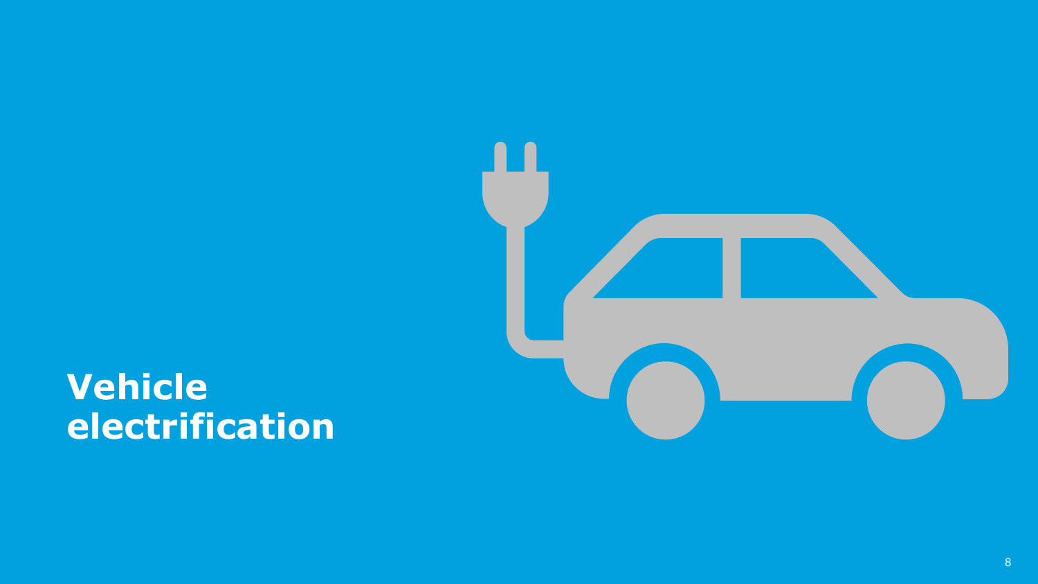# Vehicle electrification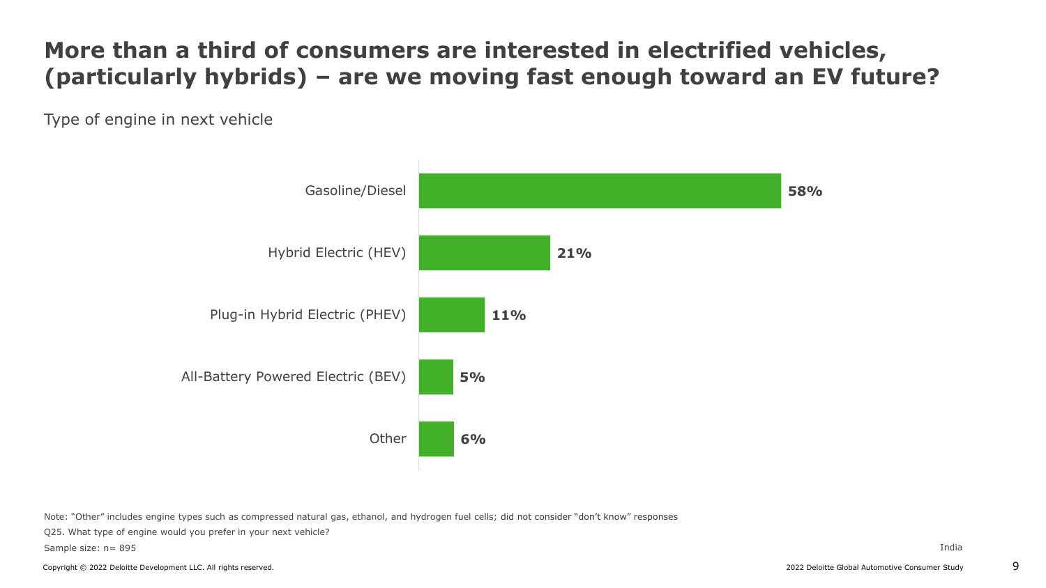# More than a third of consumers are interested in electrified vehicles, (particularly hybrids) – are we moving fast enough toward an EV future?

Type of engine in next vehicle

| Engine type | Share |
|---|---|
| Gasoline/Diesel | **58%** |
| Hybrid Electric (HEV) | **21%** |
| Plug-in Hybrid Electric (PHEV) | **11%** |
| All-Battery Powered Electric (BEV) | **5%** |
| Other | **6%** |

Note: "Other" includes engine types such as compressed natural gas, ethanol, and hydrogen fuel cells; did not consider "don't know" responses

Q25. What type of engine would you prefer in your next vehicle?

Sample size: n= 895

India

Copyright © 2022 Deloitte Development LLC. All rights reserved.

2022 Deloitte Global Automotive Consumer Study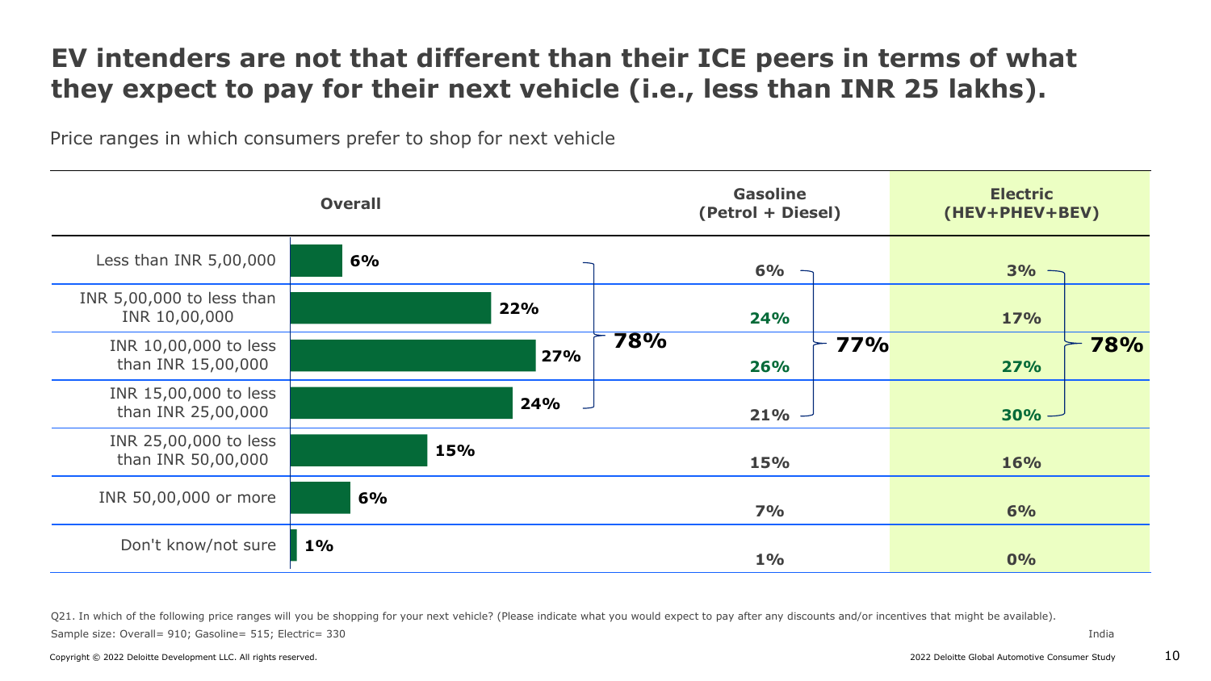# EV intenders are not that different than their ICE peers in terms of what they expect to pay for their next vehicle (i.e., less than INR 25 lakhs).

Price ranges in which consumers prefer to shop for next vehicle

| | Overall | Gasoline (Petrol + Diesel) | Electric (HEV+PHEV+BEV) |
|---|---|---|---|
| Less than INR 5,00,000 | 6% | 6% | 3% |
| INR 5,00,000 to less than INR 10,00,000 | 22% | 24% | 17% |
| INR 10,00,000 to less than INR 15,00,000 | 27% | 26% | 27% |
| INR 15,00,000 to less than INR 25,00,000 | 24% | 21% | 30% |
| INR 25,00,000 to less than INR 50,00,000 | 15% | 15% | 16% |
| INR 50,00,000 or more | 6% | 7% | 6% |
| Don't know/not sure | 1% | 1% | 0% |

Less than INR 25,00,000 (combined): Overall 78%; Gasoline 77%; Electric 78%

Q21. In which of the following price ranges will you be shopping for your next vehicle? (Please indicate what you would expect to pay after any discounts and/or incentives that might be available).

Sample size: Overall= 910; Gasoline= 515; Electric= 330

India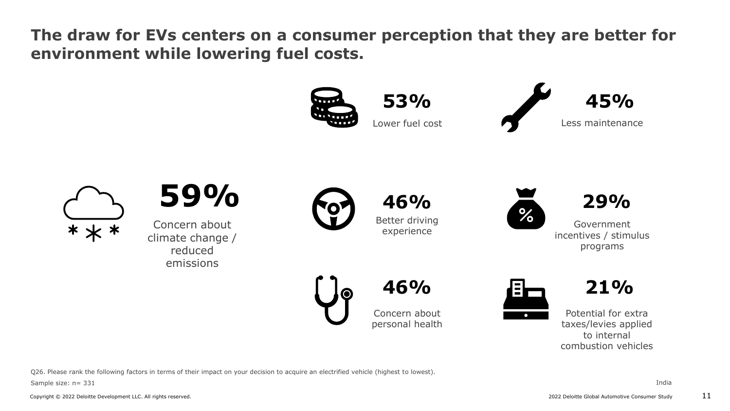# The draw for EVs centers on a consumer perception that they are better for environment while lowering fuel costs.

**59%**
Concern about climate change / reduced emissions

**53%**
Lower fuel cost

**45%**
Less maintenance

**46%**
Better driving experience

**29%**
Government incentives / stimulus programs

**46%**
Concern about personal health

**21%**
Potential for extra taxes/levies applied to internal combustion vehicles

Q26. Please rank the following factors in terms of their impact on your decision to acquire an electrified vehicle (highest to lowest).

Sample size: n= 331

India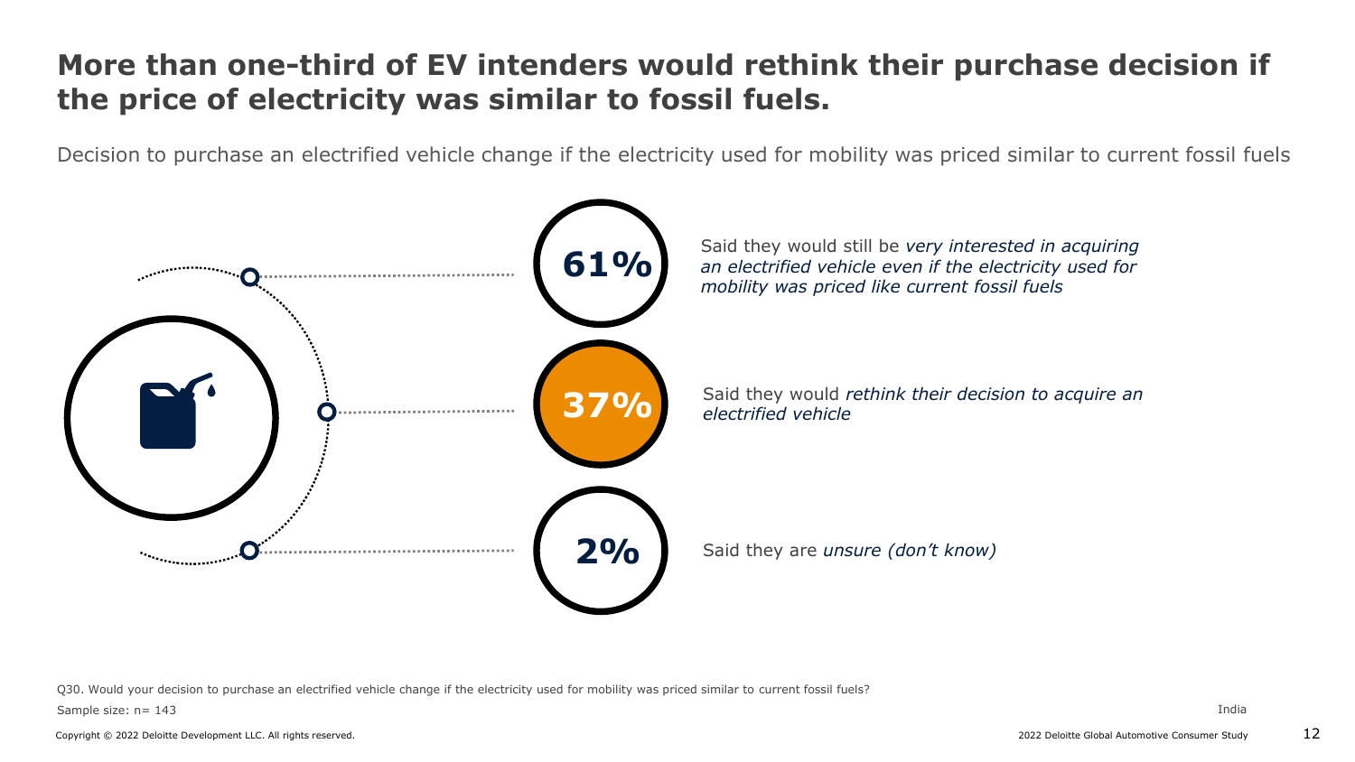# More than one-third of EV intenders would rethink their purchase decision if the price of electricity was similar to fossil fuels.

Decision to purchase an electrified vehicle change if the electricity used for mobility was priced similar to current fossil fuels

**61%** Said they would still be *very interested in acquiring an electrified vehicle even if the electricity used for mobility was priced like current fossil fuels*

**37%** Said they would *rethink their decision to acquire an electrified vehicle*

**2%** Said they are *unsure (don't know)*

Q30. Would your decision to purchase an electrified vehicle change if the electricity used for mobility was priced similar to current fossil fuels?

Sample size: n= 143

India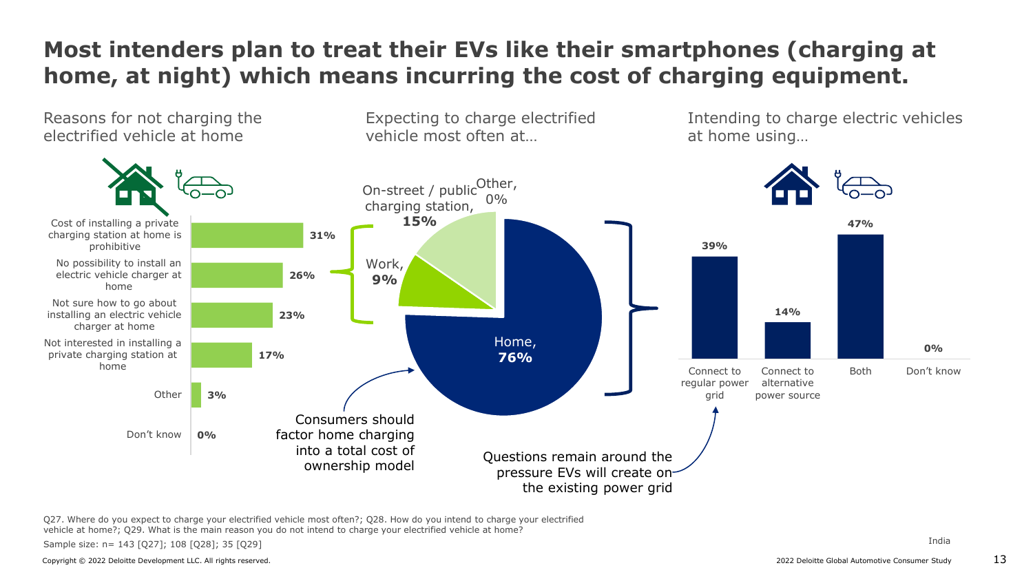# Most intenders plan to treat their EVs like their smartphones (charging at home, at night) which means incurring the cost of charging equipment.

## Reasons for not charging the electrified vehicle at home

| Reason | % |
|---|---|
| Cost of installing a private charging station at home is prohibitive | 31% |
| No possibility to install an electric vehicle charger at home | 26% |
| Not sure how to go about installing an electric vehicle charger at home | 23% |
| Not interested in installing a private charging station at home | 17% |
| Other | 3% |
| Don't know | 0% |

## Expecting to charge electrified vehicle most often at…

| Location | % |
|---|---|
| Home | 76% |
| On-street / public charging station | 15% |
| Work | 9% |
| Other | 0% |

Consumers should factor home charging into a total cost of ownership model

## Intending to charge electric vehicles at home using…

| Method | % |
|---|---|
| Connect to regular power grid | 39% |
| Connect to alternative power source | 14% |
| Both | 47% |
| Don't know | 0% |

Questions remain around the pressure EVs will create on the existing power grid

Q27. Where do you expect to charge your electrified vehicle most often?; Q28. How do you intend to charge your electrified vehicle at home?; Q29. What is the main reason you do not intend to charge your electrified vehicle at home?

Sample size: n= 143 [Q27]; 108 [Q28]; 35 [Q29]

India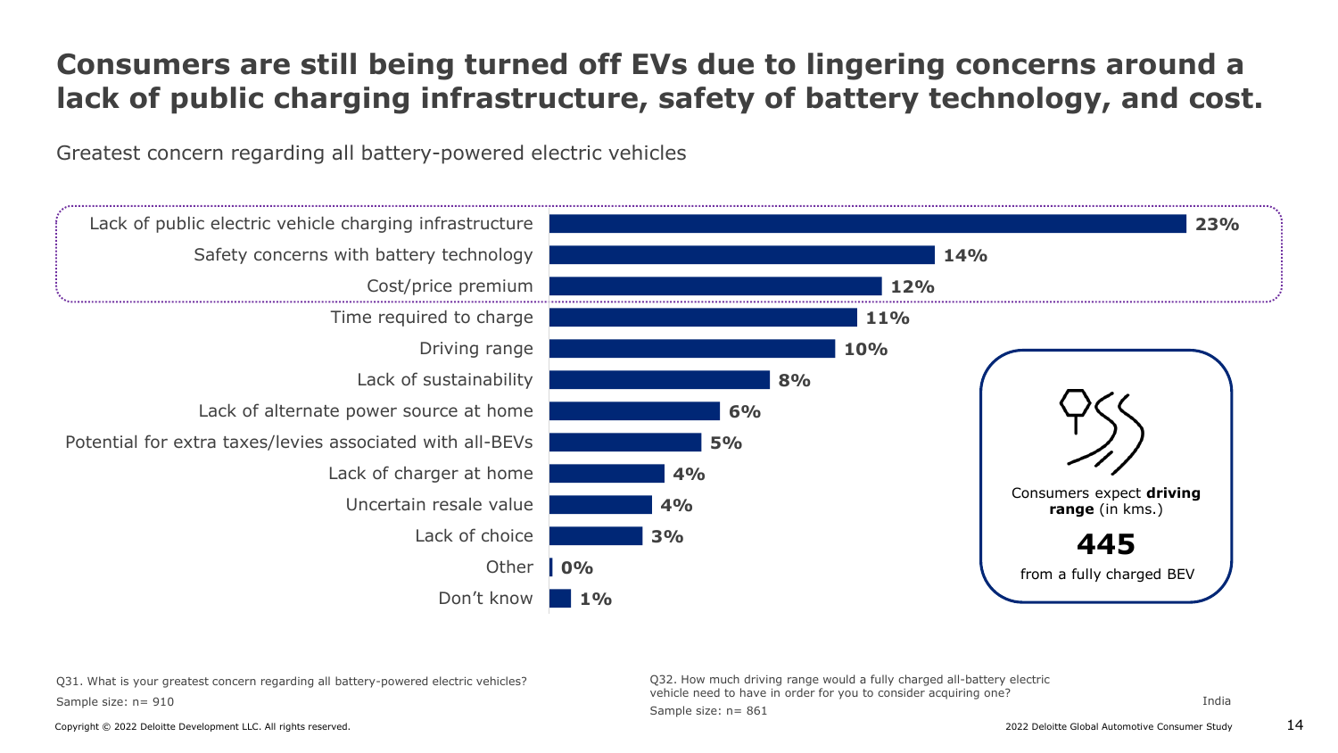# Consumers are still being turned off EVs due to lingering concerns around a lack of public charging infrastructure, safety of battery technology, and cost.

Greatest concern regarding all battery-powered electric vehicles

| Concern | % |
|---|---|
| Lack of public electric vehicle charging infrastructure | 23% |
| Safety concerns with battery technology | 14% |
| Cost/price premium | 12% |
| Time required to charge | 11% |
| Driving range | 10% |
| Lack of sustainability | 8% |
| Lack of alternate power source at home | 6% |
| Potential for extra taxes/levies associated with all-BEVs | 5% |
| Lack of charger at home | 4% |
| Uncertain resale value | 4% |
| Lack of choice | 3% |
| Other | 0% |
| Don't know | 1% |

Consumers expect **driving range** (in kms.)

**445**

from a fully charged BEV

Q31. What is your greatest concern regarding all battery-powered electric vehicles?
Sample size: n= 910

Q32. How much driving range would a fully charged all-battery electric vehicle need to have in order for you to consider acquiring one?
Sample size: n= 861

India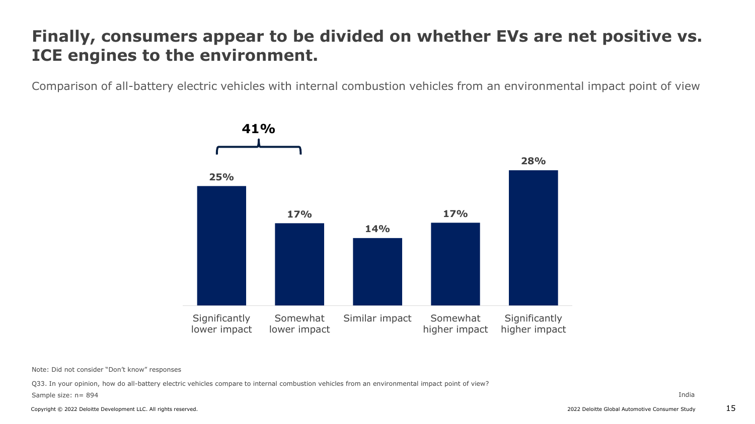# Finally, consumers appear to be divided on whether EVs are net positive vs. ICE engines to the environment.

Comparison of all-battery electric vehicles with internal combustion vehicles from an environmental impact point of view

| Significantly lower impact | Somewhat lower impact | Similar impact | Somewhat higher impact | Significantly higher impact |
|---|---|---|---|---|
| 25% | 17% | 14% | 17% | 28% |

41% (Significantly lower impact + Somewhat lower impact)

Note: Did not consider "Don't know" responses

Q33. In your opinion, how do all-battery electric vehicles compare to internal combustion vehicles from an environmental impact point of view?

Sample size: n= 894

India

Copyright © 2022 Deloitte Development LLC. All rights reserved.

2022 Deloitte Global Automotive Consumer Study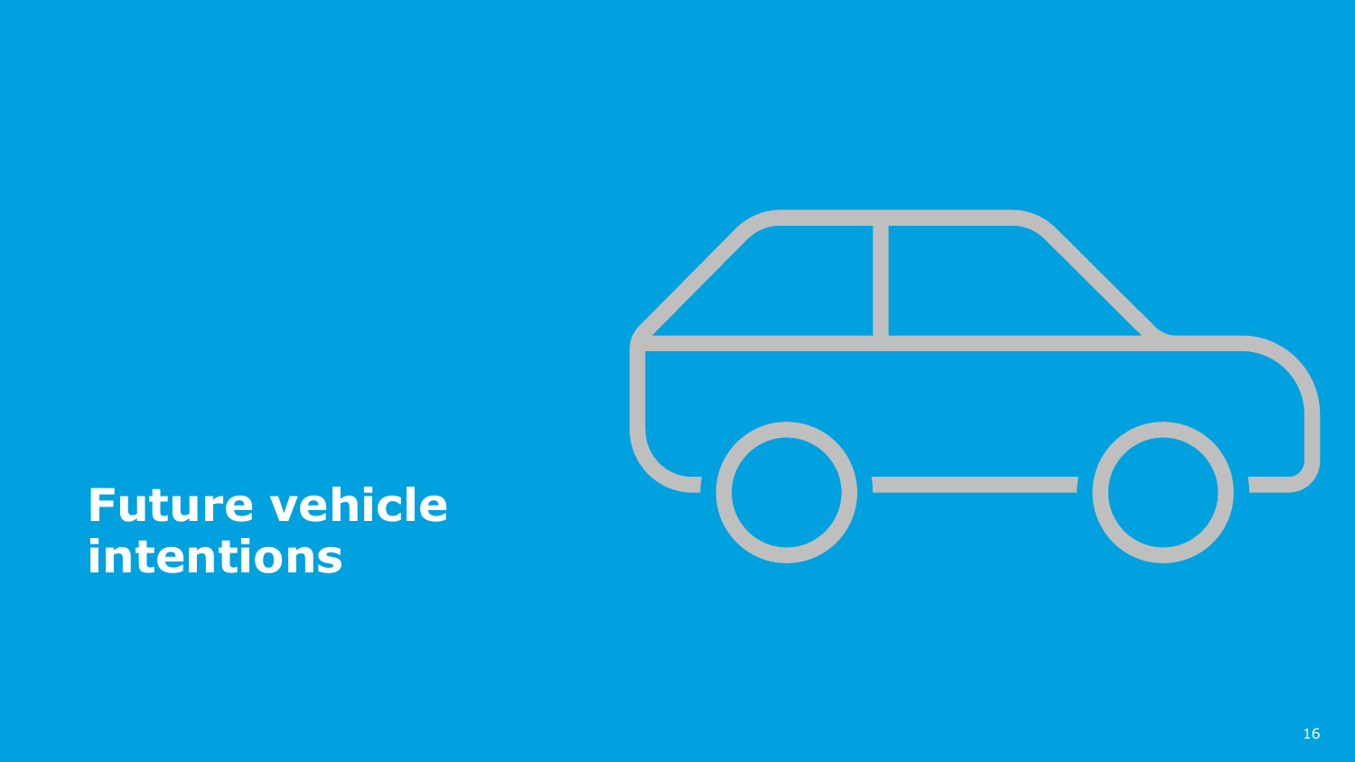# Future vehicle intentions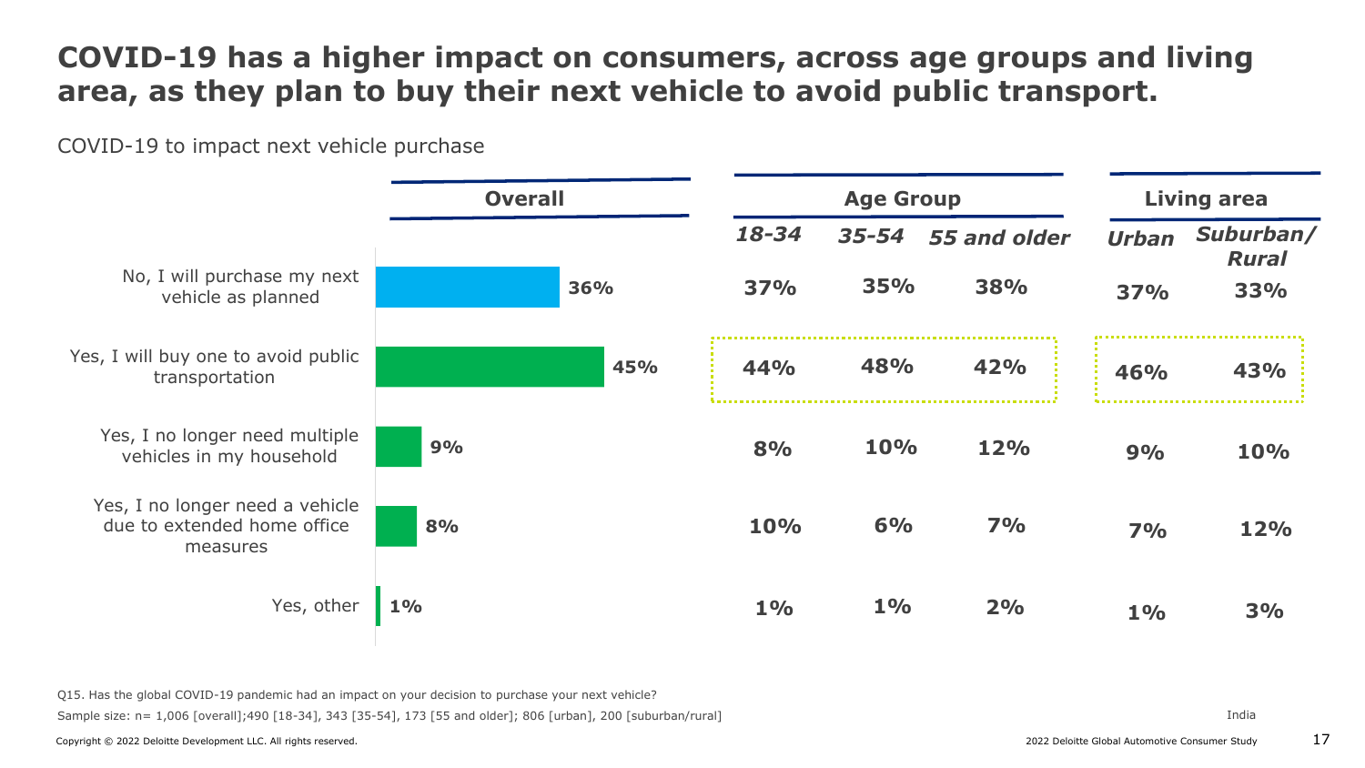# COVID-19 has a higher impact on consumers, across age groups and living area, as they plan to buy their next vehicle to avoid public transport.

COVID-19 to impact next vehicle purchase

| | Overall | Age Group | | | Living area | |
|---|---|---|---|---|---|---|
| | | *18-34* | *35-54* | *55 and older* | *Urban* | *Suburban/ Rural* |
| No, I will purchase my next vehicle as planned | 36% | 37% | 35% | 38% | 37% | 33% |
| Yes, I will buy one to avoid public transportation | 45% | 44% | 48% | 42% | 46% | 43% |
| Yes, I no longer need multiple vehicles in my household | 9% | 8% | 10% | 12% | 9% | 10% |
| Yes, I no longer need a vehicle due to extended home office measures | 8% | 10% | 6% | 7% | 7% | 12% |
| Yes, other | 1% | 1% | 1% | 2% | 1% | 3% |

Q15. Has the global COVID-19 pandemic had an impact on your decision to purchase your next vehicle?

Sample size: n= 1,006 [overall];490 [18-34], 343 [35-54], 173 [55 and older]; 806 [urban], 200 [suburban/rural]

India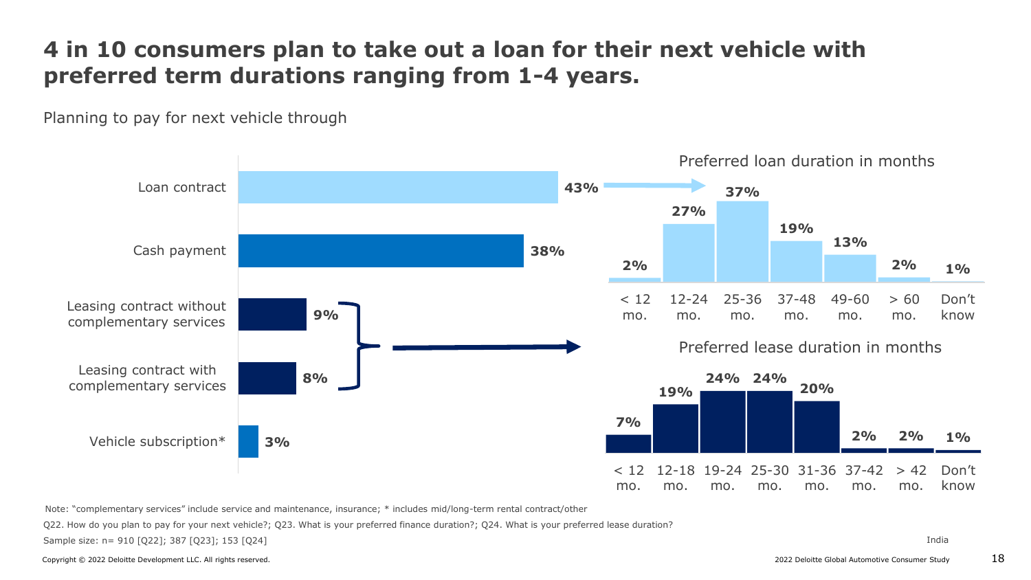# 4 in 10 consumers plan to take out a loan for their next vehicle with preferred term durations ranging from 1-4 years.

Planning to pay for next vehicle through

| Payment method | Share |
|---|---|
| Loan contract | 43% |
| Cash payment | 38% |
| Leasing contract without complementary services | 9% |
| Leasing contract with complementary services | 8% |
| Vehicle subscription* | 3% |

Preferred loan duration in months

| < 12 mo. | 12-24 mo. | 25-36 mo. | 37-48 mo. | 49-60 mo. | > 60 mo. | Don't know |
|---|---|---|---|---|---|---|
| 2% | 27% | 37% | 19% | 13% | 2% | 1% |

Preferred lease duration in months

| < 12 mo. | 12-18 mo. | 19-24 mo. | 25-30 mo. | 31-36 mo. | 37-42 mo. | > 42 mo. | Don't know |
|---|---|---|---|---|---|---|---|
| 7% | 19% | 24% | 24% | 20% | 2% | 2% | 1% |

Note: "complementary services" include service and maintenance, insurance; * includes mid/long-term rental contract/other

Q22. How do you plan to pay for your next vehicle?; Q23. What is your preferred finance duration?; Q24. What is your preferred lease duration?

Sample size: n= 910 [Q22]; 387 [Q23]; 153 [Q24]

India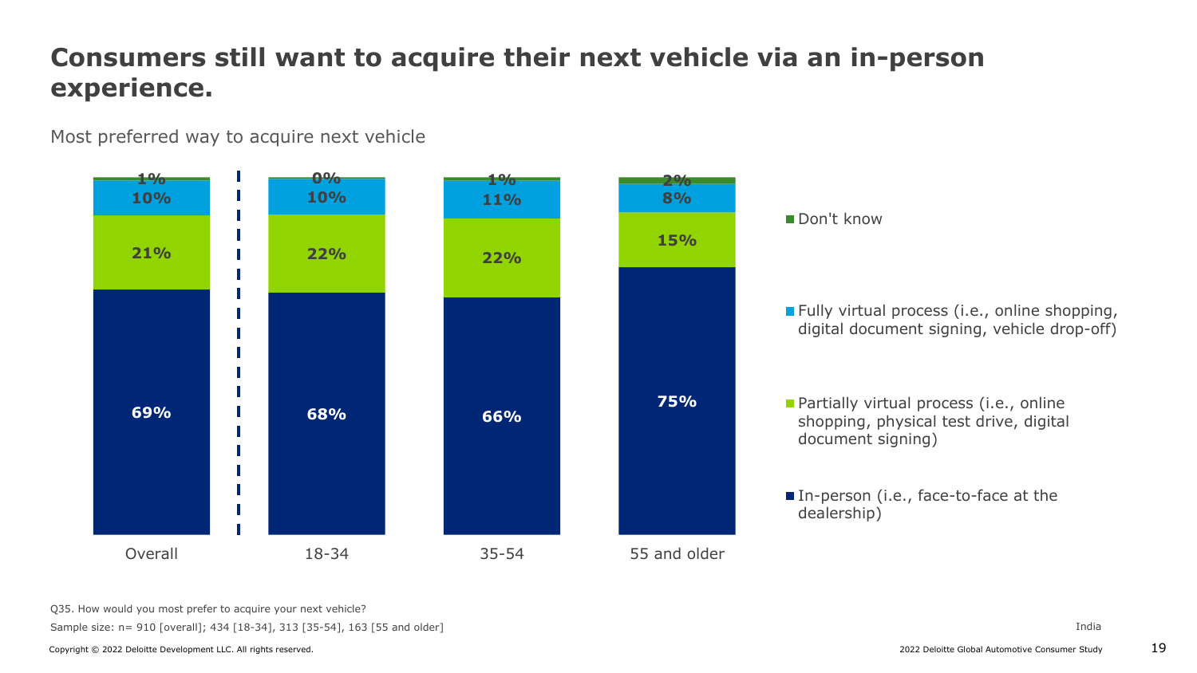# Consumers still want to acquire their next vehicle via an in-person experience.

Most preferred way to acquire next vehicle

| | Overall | 18-34 | 35-54 | 55 and older |
|---|---|---|---|---|
| Don't know | 1% | 0% | 1% | 2% |
| Fully virtual process (i.e., online shopping, digital document signing, vehicle drop-off) | 10% | 10% | 11% | 8% |
| Partially virtual process (i.e., online shopping, physical test drive, digital document signing) | 21% | 22% | 22% | 15% |
| In-person (i.e., face-to-face at the dealership) | 69% | 68% | 66% | 75% |

Q35. How would you most prefer to acquire your next vehicle?

Sample size: n= 910 [overall]; 434 [18-34], 313 [35-54], 163 [55 and older]

India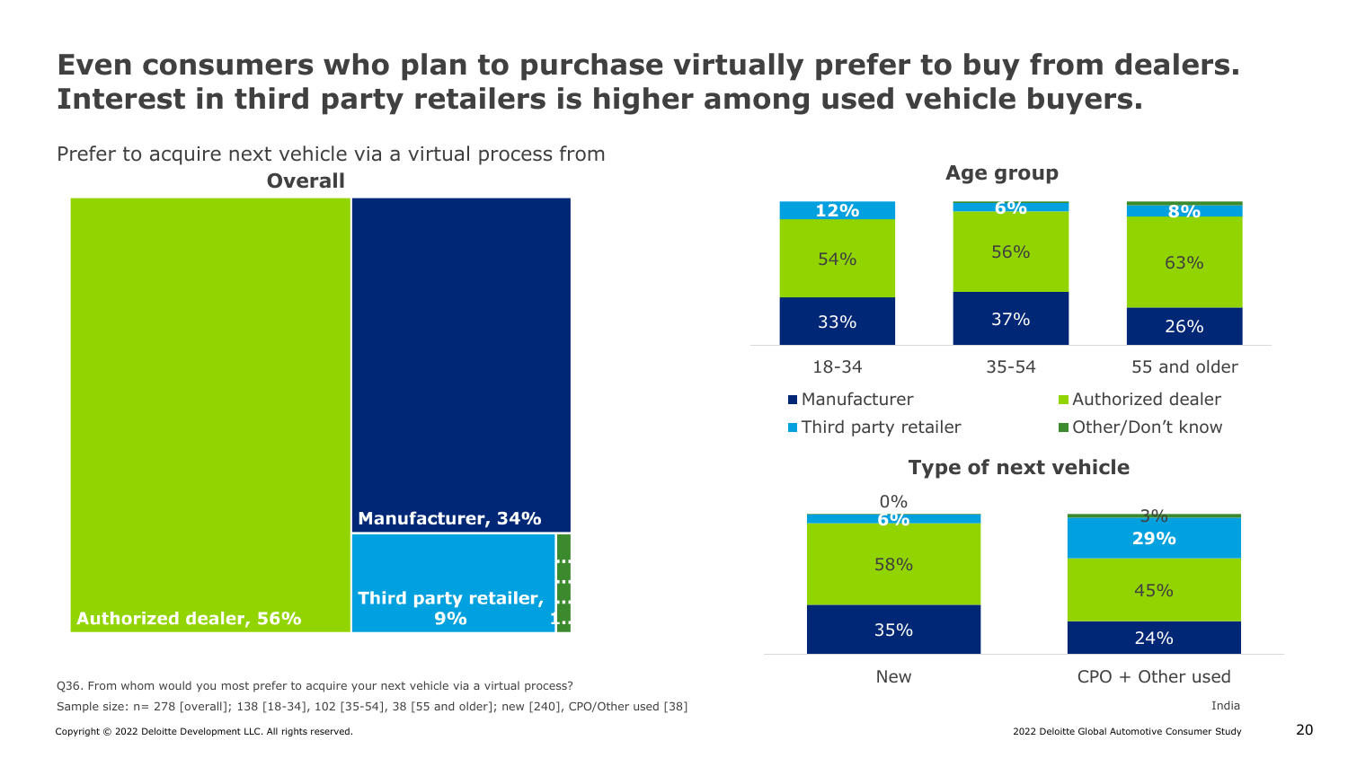# Even consumers who plan to purchase virtually prefer to buy from dealers. Interest in third party retailers is higher among used vehicle buyers.

Prefer to acquire next vehicle via a virtual process from

**Overall**

| Option | Share |
|---|---|
| Authorized dealer | 56% |
| Manufacturer | 34% |
| Third party retailer | 9% |
| Other/Don't know | 1... |

**Age group**

| | 18-34 | 35-54 | 55 and older |
|---|---|---|---|
| Manufacturer | 33% | 37% | 26% |
| Authorized dealer | 54% | 56% | 63% |
| Third party retailer | 12% | 6% | 8% |
| Other/Don't know | | | |

**Type of next vehicle**

| | New | CPO + Other used |
|---|---|---|
| Manufacturer | 35% | 24% |
| Authorized dealer | 58% | 45% |
| Third party retailer | 6% | 29% |
| Other/Don't know | 0% | 3% |

Q36. From whom would you most prefer to acquire your next vehicle via a virtual process?

Sample size: n= 278 [overall]; 138 [18-34], 102 [35-54], 38 [55 and older]; new [240], CPO/Other used [38]

India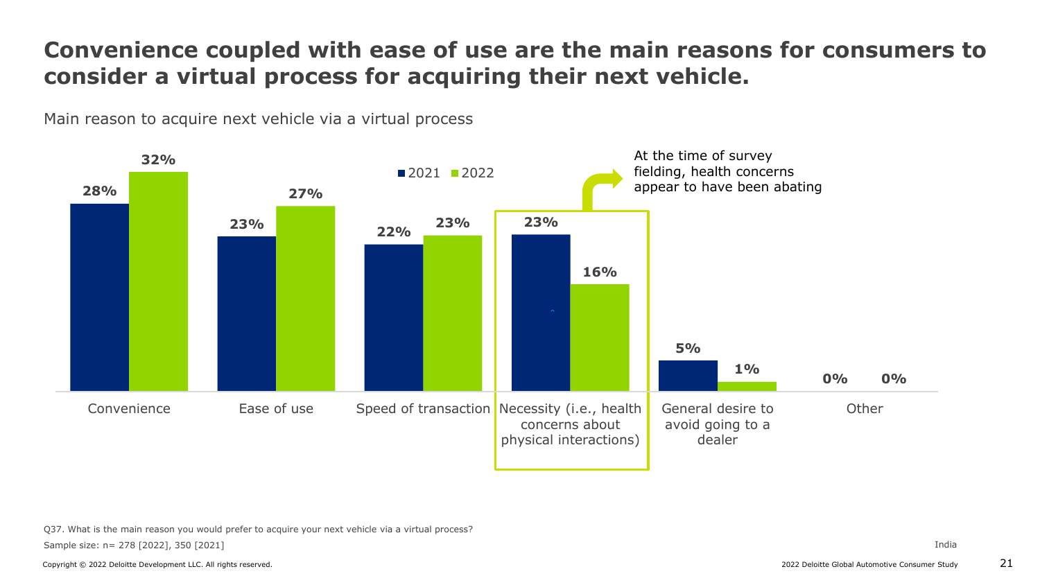# Convenience coupled with ease of use are the main reasons for consumers to consider a virtual process for acquiring their next vehicle.

Main reason to acquire next vehicle via a virtual process

| | 2021 | 2022 |
|---|---|---|
| Convenience | 28% | 32% |
| Ease of use | 23% | 27% |
| Speed of transaction | 22% | 23% |
| Necessity (i.e., health concerns about physical interactions) | 23% | 16% |
| General desire to avoid going to a dealer | 5% | 1% |
| Other | 0% | 0% |

At the time of survey fielding, health concerns appear to have been abating

Q37. What is the main reason you would prefer to acquire your next vehicle via a virtual process?

Sample size: n= 278 [2022], 350 [2021]

India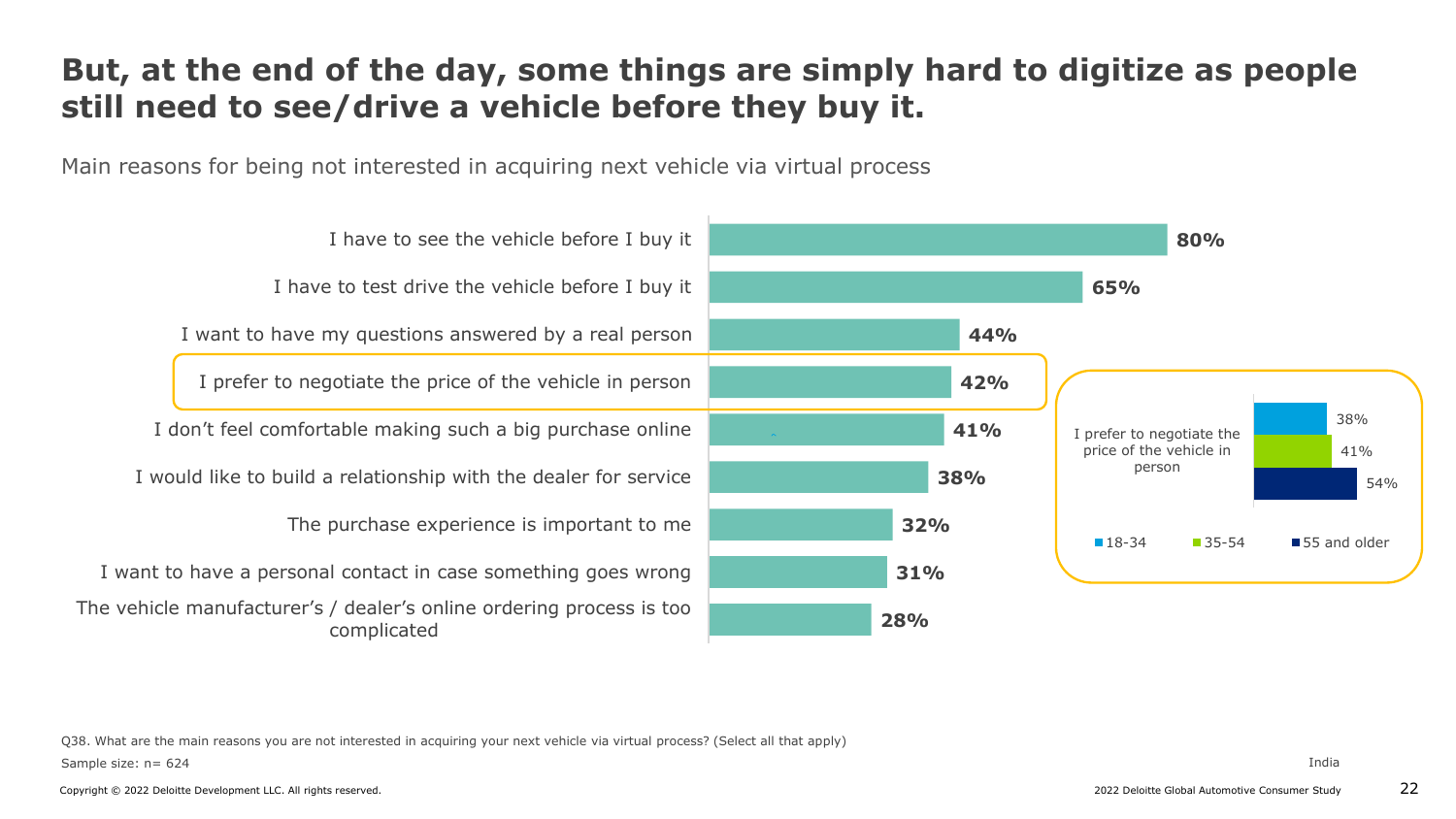# But, at the end of the day, some things are simply hard to digitize as people still need to see/drive a vehicle before they buy it.

Main reasons for being not interested in acquiring next vehicle via virtual process

| Reason | % |
|---|---|
| I have to see the vehicle before I buy it | 80% |
| I have to test drive the vehicle before I buy it | 65% |
| I want to have my questions answered by a real person | 44% |
| I prefer to negotiate the price of the vehicle in person | 42% |
| I don't feel comfortable making such a big purchase online | 41% |
| I would like to build a relationship with the dealer for service | 38% |
| The purchase experience is important to me | 32% |
| I want to have a personal contact in case something goes wrong | 31% |
| The vehicle manufacturer's / dealer's online ordering process is too complicated | 28% |

| | 18-34 | 35-54 | 55 and older |
|---|---|---|---|
| I prefer to negotiate the price of the vehicle in person | 38% | 41% | 54% |

Q38. What are the main reasons you are not interested in acquiring your next vehicle via virtual process? (Select all that apply)

Sample size: n= 624

India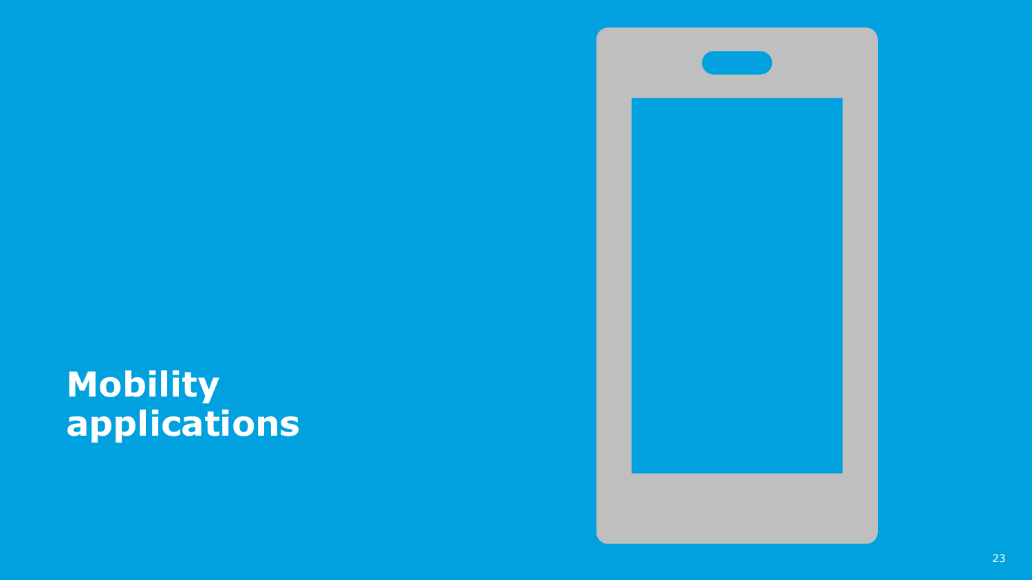# Mobility applications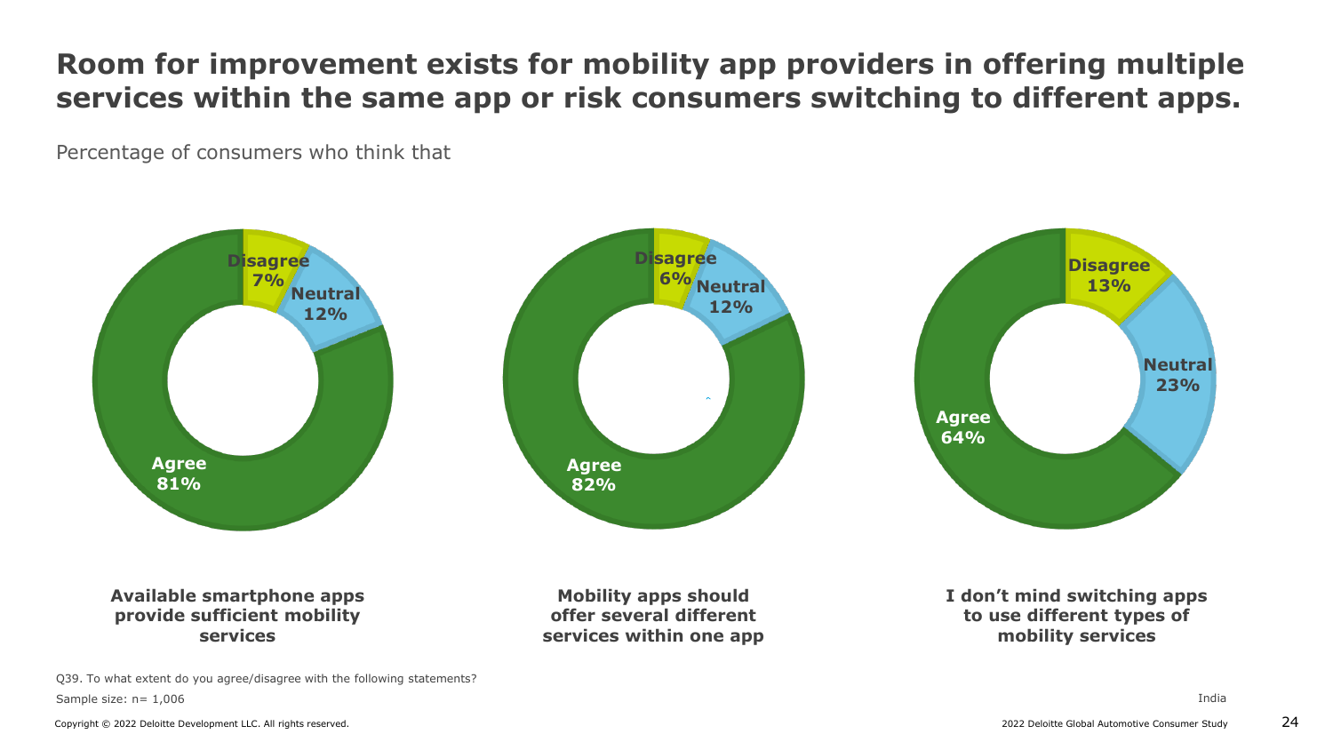# Room for improvement exists for mobility app providers in offering multiple services within the same app or risk consumers switching to different apps.

Percentage of consumers who think that

| Statement | Agree | Neutral | Disagree |
| --- | --- | --- | --- |
| Available smartphone apps provide sufficient mobility services | 81% | 12% | 7% |
| Mobility apps should offer several different services within one app | 82% | 12% | 6% |
| I don't mind switching apps to use different types of mobility services | 64% | 23% | 13% |

Q39. To what extent do you agree/disagree with the following statements?

Sample size: n= 1,006

India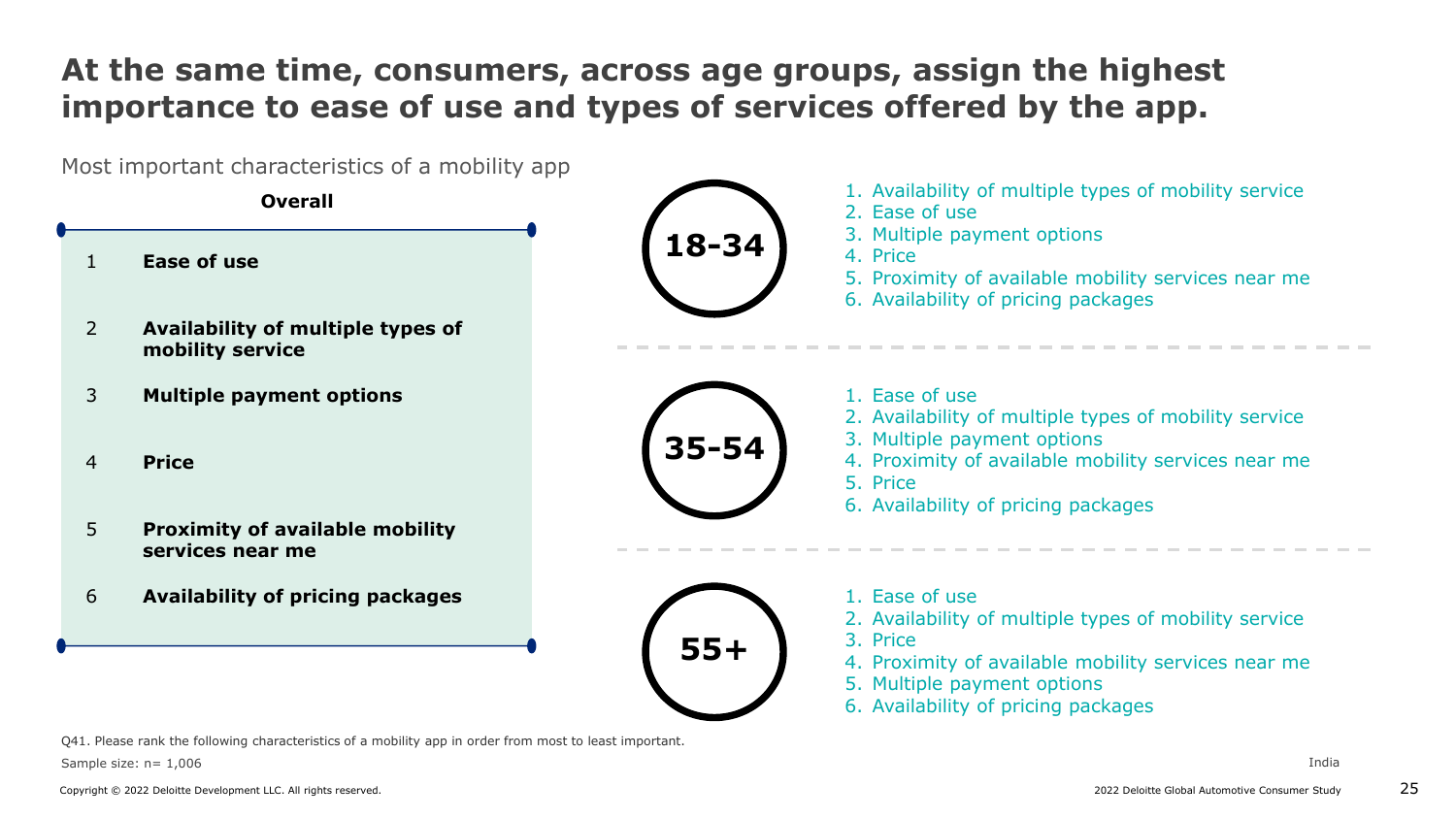# At the same time, consumers, across age groups, assign the highest importance to ease of use and types of services offered by the app.

Most important characteristics of a mobility app

**Overall**

| | |
|---|---|
| 1 | **Ease of use** |
| 2 | **Availability of multiple types of mobility service** |
| 3 | **Multiple payment options** |
| 4 | **Price** |
| 5 | **Proximity of available mobility services near me** |
| 6 | **Availability of pricing packages** |

**18-34**

1. Availability of multiple types of mobility service
2. Ease of use
3. Multiple payment options
4. Price
5. Proximity of available mobility services near me
6. Availability of pricing packages

**35-54**

1. Ease of use
2. Availability of multiple types of mobility service
3. Multiple payment options
4. Proximity of available mobility services near me
5. Price
6. Availability of pricing packages

**55+**

1. Ease of use
2. Availability of multiple types of mobility service
3. Price
4. Proximity of available mobility services near me
5. Multiple payment options
6. Availability of pricing packages

Q41. Please rank the following characteristics of a mobility app in order from most to least important.

Sample size: n= 1,006

India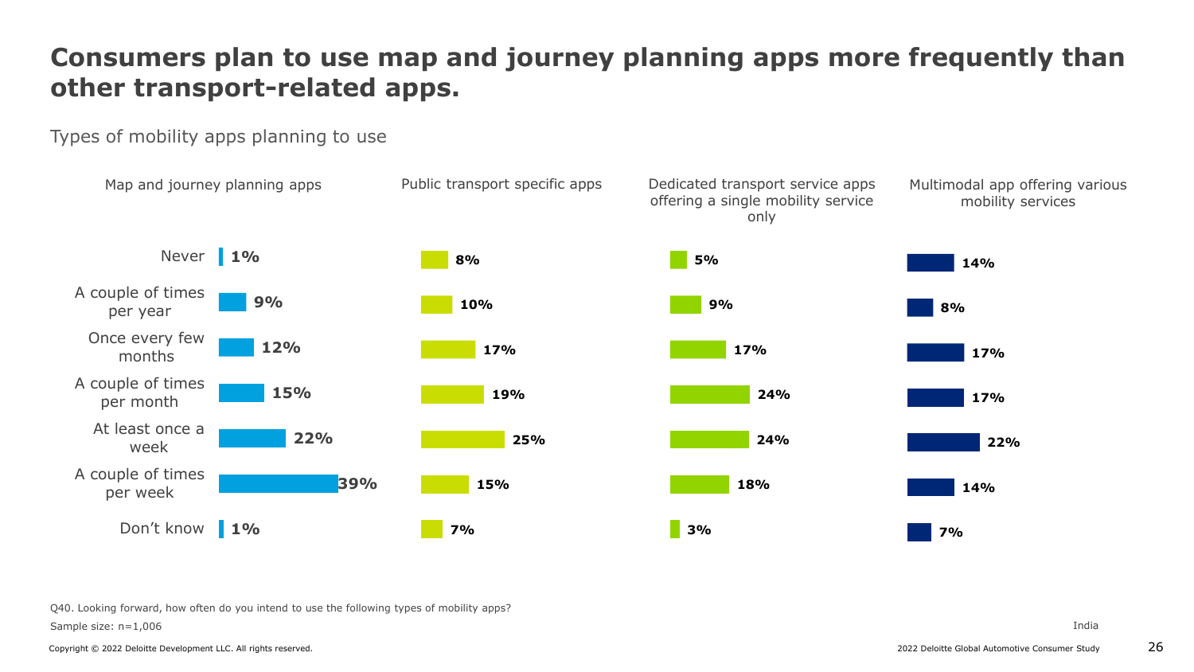# Consumers plan to use map and journey planning apps more frequently than other transport-related apps.

Types of mobility apps planning to use

| | Map and journey planning apps | Public transport specific apps | Dedicated transport service apps offering a single mobility service only | Multimodal app offering various mobility services |
|---|---|---|---|---|
| Never | 1% | 8% | 5% | 14% |
| A couple of times per year | 9% | 10% | 9% | 8% |
| Once every few months | 12% | 17% | 17% | 17% |
| A couple of times per month | 15% | 19% | 24% | 17% |
| At least once a week | 22% | 25% | 24% | 22% |
| A couple of times per week | 39% | 15% | 18% | 14% |
| Don't know | 1% | 7% | 3% | 7% |

Q40. Looking forward, how often do you intend to use the following types of mobility apps?

Sample size: n=1,006

India

Copyright © 2022 Deloitte Development LLC. All rights reserved.

2022 Deloitte Global Automotive Consumer Study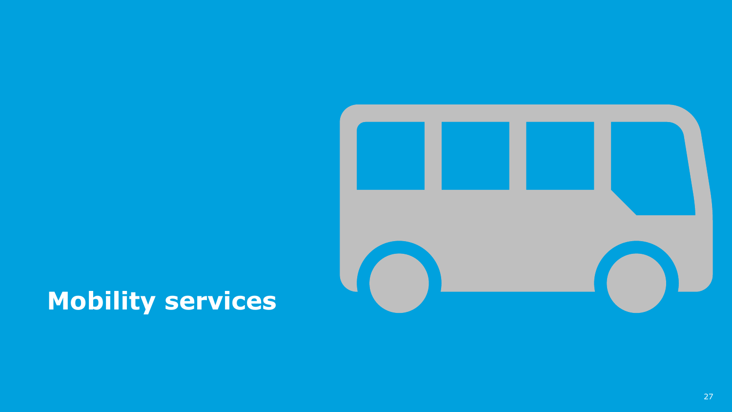# Mobility services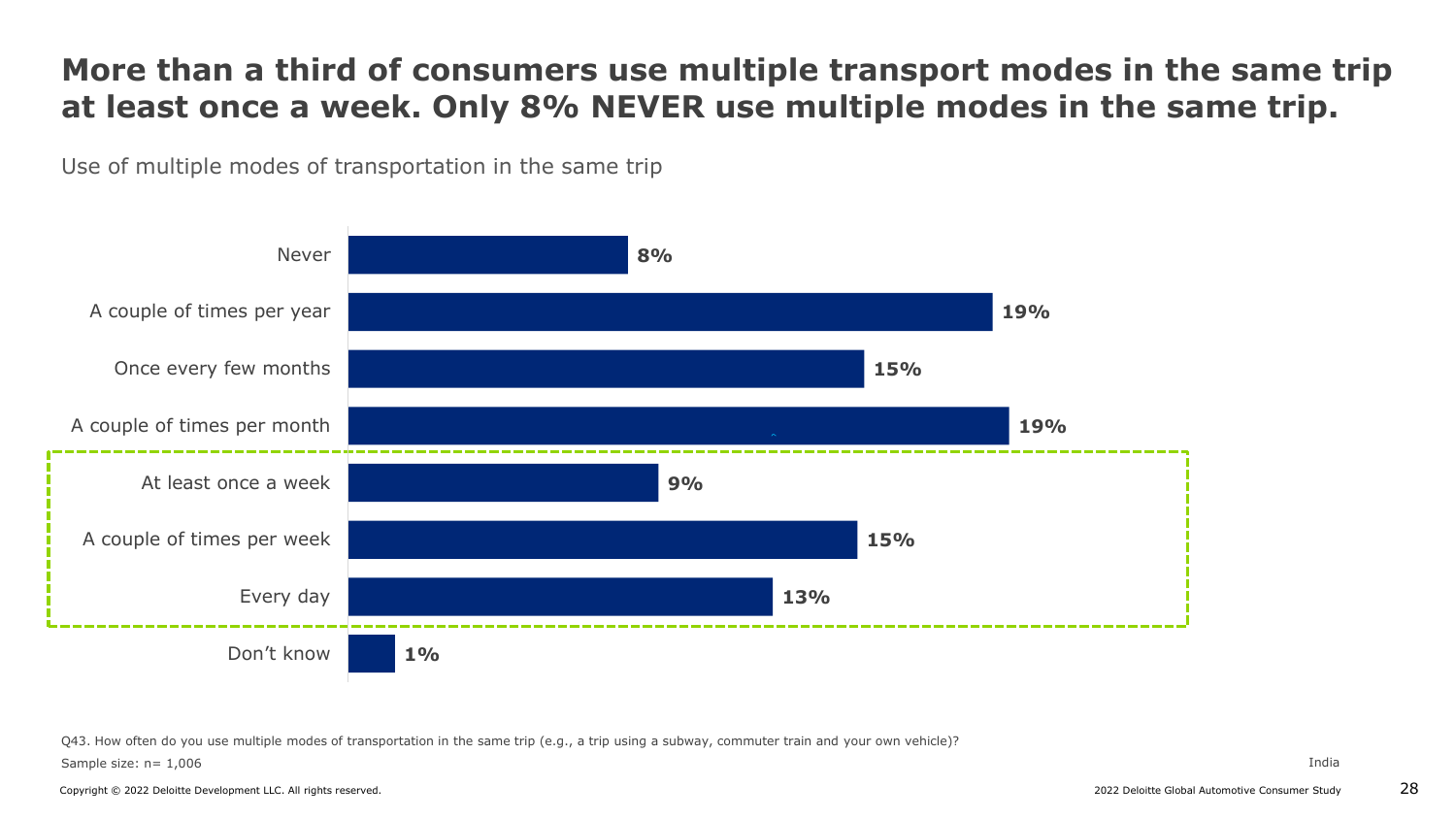# More than a third of consumers use multiple transport modes in the same trip at least once a week. Only 8% NEVER use multiple modes in the same trip.

Use of multiple modes of transportation in the same trip

| Response | Share |
|---|---|
| Never | 8% |
| A couple of times per year | 19% |
| Once every few months | 15% |
| A couple of times per month | 19% |
| At least once a week | 9% |
| A couple of times per week | 15% |
| Every day | 13% |
| Don't know | 1% |

Q43. How often do you use multiple modes of transportation in the same trip (e.g., a trip using a subway, commuter train and your own vehicle)?

Sample size: n= 1,006

India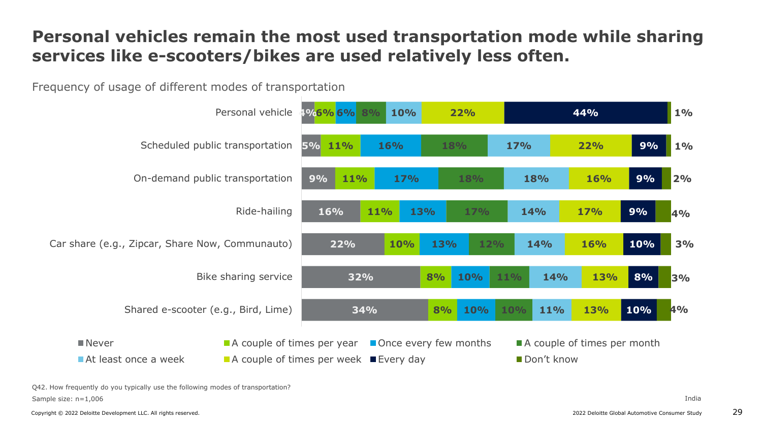# Personal vehicles remain the most used transportation mode while sharing services like e-scooters/bikes are used relatively less often.

Frequency of usage of different modes of transportation

| Mode | Never | A couple of times per year | Once every few months | A couple of times per month | At least once a week | A couple of times per week | Every day | Don't know |
|---|---|---|---|---|---|---|---|---|
| Personal vehicle | 4% | 6% | 6% | 8% | 10% | 22% | 44% | 1% |
| Scheduled public transportation | 5% | 11% | 16% | 18% | 17% | 22% | 9% | 1% |
| On-demand public transportation | 9% | 11% | 17% | 18% | 18% | 16% | 9% | 2% |
| Ride-hailing | 16% | 11% | 13% | 17% | 14% | 17% | 9% | 4% |
| Car share (e.g., Zipcar, Share Now, Communauto) | 22% | 10% | 13% | 12% | 14% | 16% | 10% | 3% |
| Bike sharing service | 32% | 8% | 10% | 11% | 14% | 13% | 8% | 3% |
| Shared e-scooter (e.g., Bird, Lime) | 34% | 8% | 10% | 10% | 11% | 13% | 10% | 4% |

Q42. How frequently do you typically use the following modes of transportation?

Sample size: n=1,006

India

Copyright © 2022 Deloitte Development LLC. All rights reserved.

2022 Deloitte Global Automotive Consumer Study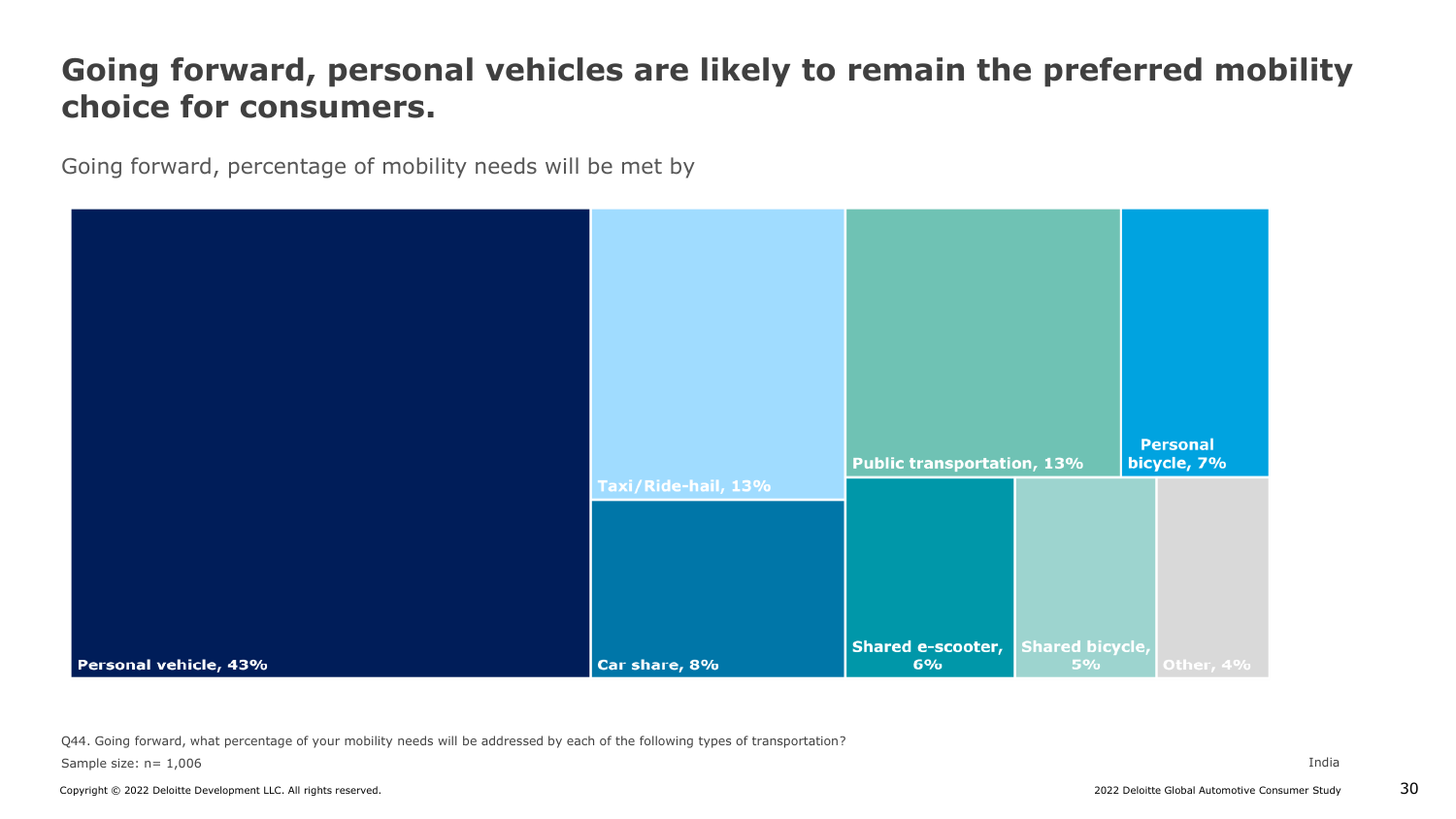# Going forward, personal vehicles are likely to remain the preferred mobility choice for consumers.

Going forward, percentage of mobility needs will be met by

| Type of transportation | Percentage |
| --- | --- |
| Personal vehicle | 43% |
| Taxi/Ride-hail | 13% |
| Public transportation | 13% |
| Car share | 8% |
| Personal bicycle | 7% |
| Shared e-scooter | 6% |
| Shared bicycle | 5% |
| Other | 4% |

Q44. Going forward, what percentage of your mobility needs will be addressed by each of the following types of transportation?

Sample size: n= 1,006

India

Copyright © 2022 Deloitte Development LLC. All rights reserved.

2022 Deloitte Global Automotive Consumer Study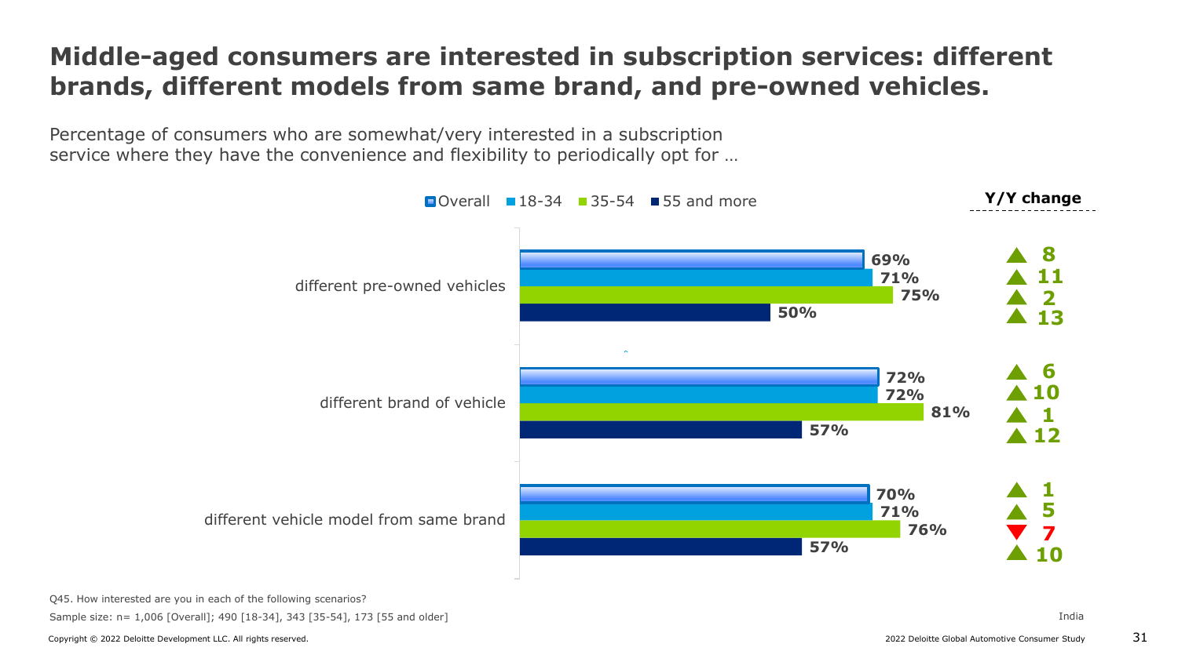# Middle-aged consumers are interested in subscription services: different brands, different models from same brand, and pre-owned vehicles.

Percentage of consumers who are somewhat/very interested in a subscription service where they have the convenience and flexibility to periodically opt for …

| | Overall | 18-34 | 35-54 | 55 and more |
|---|---|---|---|---|
| different pre-owned vehicles | 69% | 71% | 75% | 50% |
| Y/Y change | ▲ 8 | ▲ 11 | ▲ 2 | ▲ 13 |
| different brand of vehicle | 72% | 72% | 81% | 57% |
| Y/Y change | ▲ 6 | ▲ 10 | ▲ 1 | ▲ 12 |
| different vehicle model from same brand | 70% | 71% | 76% | 57% |
| Y/Y change | ▲ 1 | ▲ 5 | ▼ 7 | ▲ 10 |

Q45. How interested are you in each of the following scenarios?

Sample size: n= 1,006 [Overall]; 490 [18-34], 343 [35-54], 173 [55 and older]

India

Copyright © 2022 Deloitte Development LLC. All rights reserved.

2022 Deloitte Global Automotive Consumer Study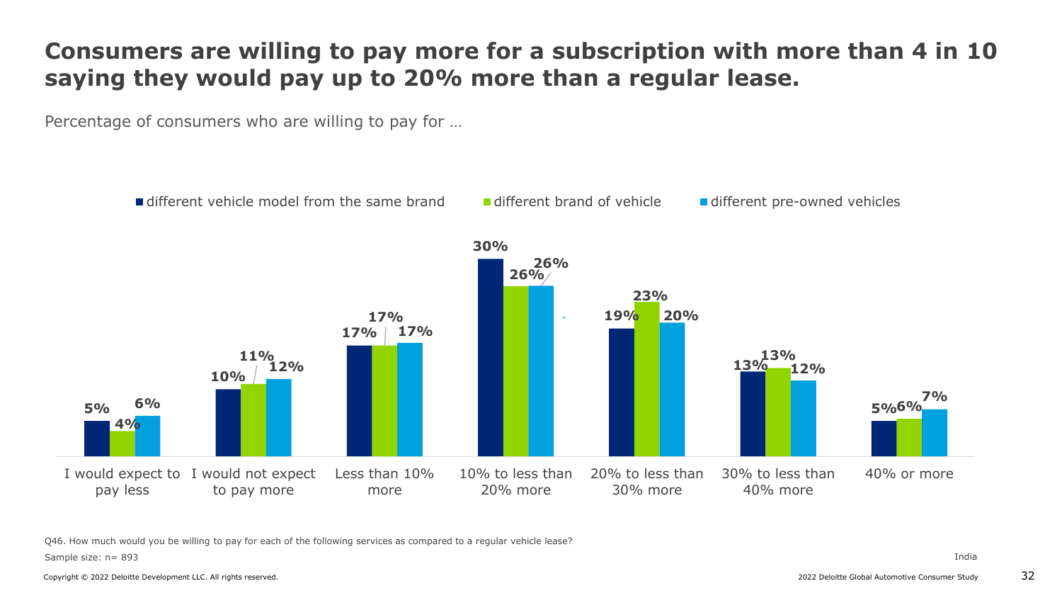# Consumers are willing to pay more for a subscription with more than 4 in 10 saying they would pay up to 20% more than a regular lease.

Percentage of consumers who are willing to pay for …

| | different vehicle model from the same brand | different brand of vehicle | different pre-owned vehicles |
|---|---|---|---|
| I would expect to pay less | 5% | 4% | 6% |
| I would not expect to pay more | 10% | 11% | 12% |
| Less than 10% more | 17% | 17% | 17% |
| 10% to less than 20% more | 30% | 26% | 26% |
| 20% to less than 30% more | 19% | 23% | 20% |
| 30% to less than 40% more | 13% | 13% | 12% |
| 40% or more | 5% | 6% | 7% |

Q46. How much would you be willing to pay for each of the following services as compared to a regular vehicle lease?

Sample size: n= 893

India

Copyright © 2022 Deloitte Development LLC. All rights reserved.

2022 Deloitte Global Automotive Consumer Study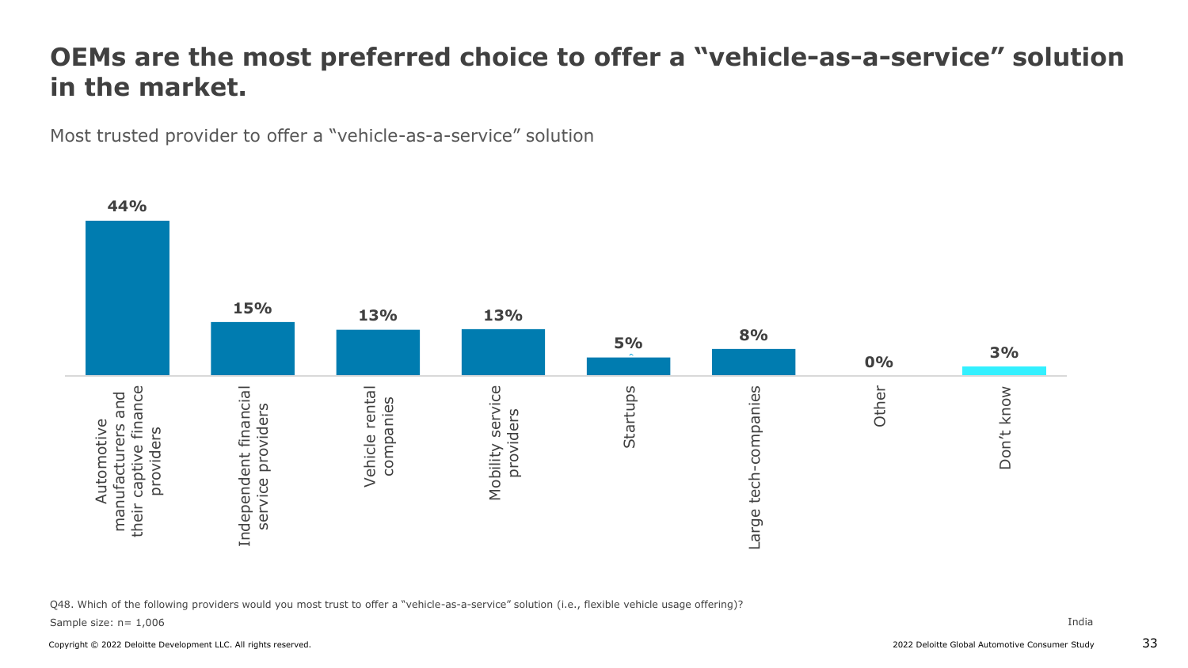# OEMs are the most preferred choice to offer a "vehicle-as-a-service" solution in the market.

Most trusted provider to offer a "vehicle-as-a-service" solution

| Provider | Share |
| --- | --- |
| Automotive manufacturers and their captive finance providers | 44% |
| Independent financial service providers | 15% |
| Vehicle rental companies | 13% |
| Mobility service providers | 13% |
| Startups | 5% |
| Large tech-companies | 8% |
| Other | 0% |
| Don't know | 3% |

Q48. Which of the following providers would you most trust to offer a "vehicle-as-a-service" solution (i.e., flexible vehicle usage offering)?

Sample size: n= 1,006

India

Copyright © 2022 Deloitte Development LLC. All rights reserved.

2022 Deloitte Global Automotive Consumer Study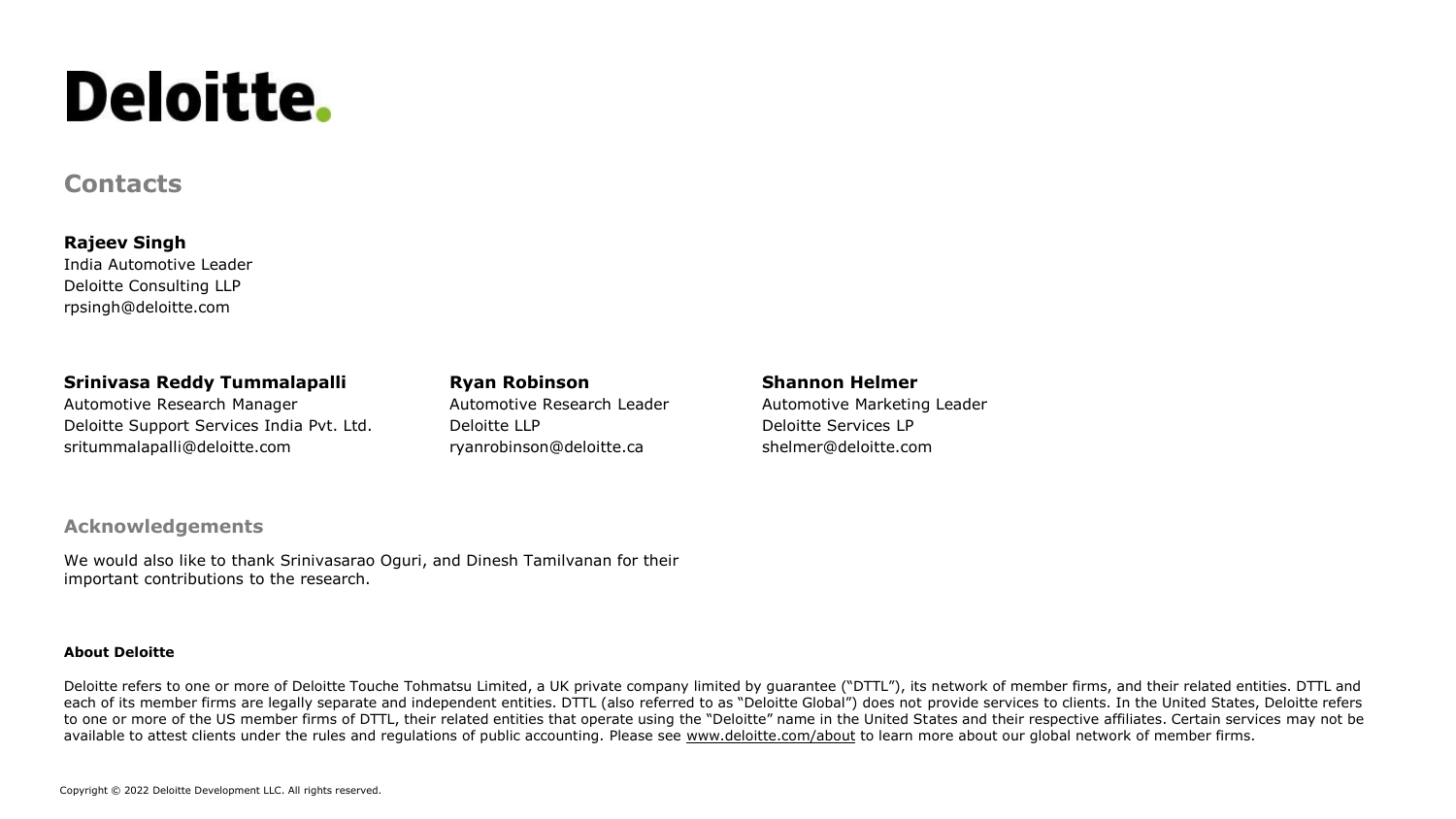# Deloitte.

## Contacts

**Rajeev Singh**
India Automotive Leader
Deloitte Consulting LLP
rpsingh@deloitte.com

**Srinivasa Reddy Tummalapalli**
Automotive Research Manager
Deloitte Support Services India Pvt. Ltd.
sritummalapalli@deloitte.com

**Ryan Robinson**
Automotive Research Leader
Deloitte LLP
ryanrobinson@deloitte.ca

**Shannon Helmer**
Automotive Marketing Leader
Deloitte Services LP
shelmer@deloitte.com

## Acknowledgements

We would also like to thank Srinivasarao Oguri, and Dinesh Tamilvanan for their important contributions to the research.

**About Deloitte**

Deloitte refers to one or more of Deloitte Touche Tohmatsu Limited, a UK private company limited by guarantee ("DTTL"), its network of member firms, and their related entities. DTTL and each of its member firms are legally separate and independent entities. DTTL (also referred to as "Deloitte Global") does not provide services to clients. In the United States, Deloitte refers to one or more of the US member firms of DTTL, their related entities that operate using the "Deloitte" name in the United States and their respective affiliates. Certain services may not be available to attest clients under the rules and regulations of public accounting. Please see www.deloitte.com/about to learn more about our global network of member firms.

Copyright © 2022 Deloitte Development LLC. All rights reserved.